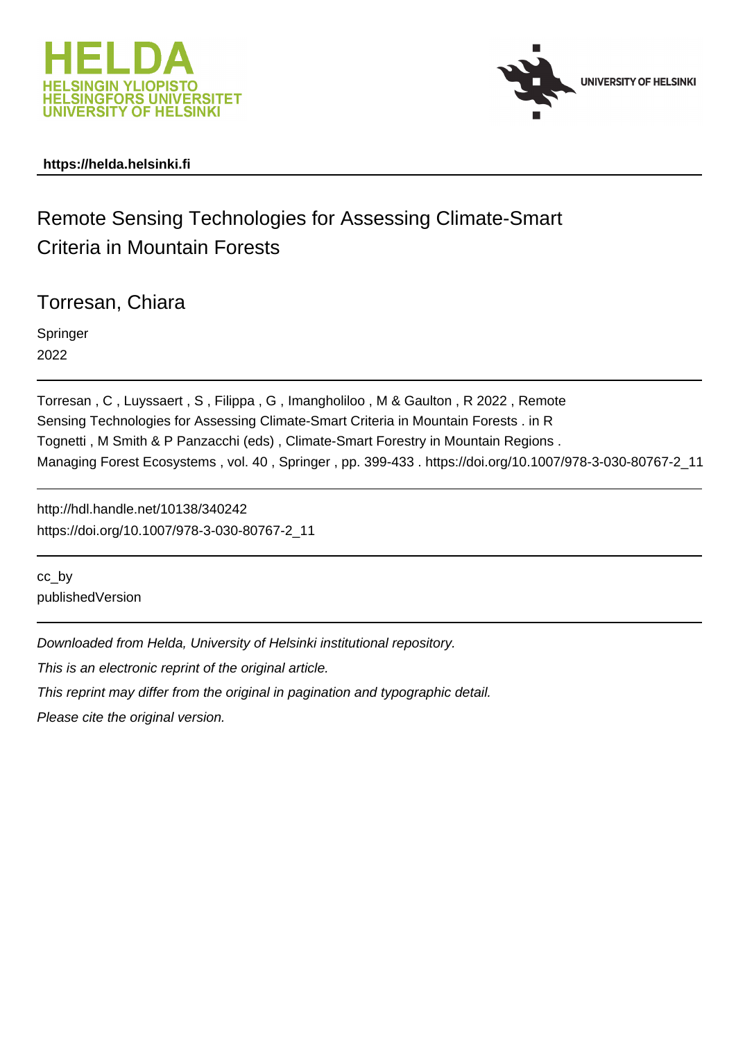HELDA
HELSINGIN YLIOPISTO
HELSINGFORS UNIVERSITET
UNIVERSITY OF HELSINKI

UNIVERSITY OF HELSINKI

**https://helda.helsinki.fi**

# Remote Sensing Technologies for Assessing Climate-Smart Criteria in Mountain Forests

Torresan, Chiara

Springer

2022

---

Torresan , C , Luyssaert , S , Filippa , G , Imangholiloo , M & Gaulton , R 2022 , Remote Sensing Technologies for Assessing Climate-Smart Criteria in Mountain Forests . in R Tognetti , M Smith & P Panzacchi (eds) , Climate-Smart Forestry in Mountain Regions . Managing Forest Ecosystems , vol. 40 , Springer , pp. 399-433 . https://doi.org/10.1007/978-3-030-80767-2_11

---

http://hdl.handle.net/10138/340242

https://doi.org/10.1007/978-3-030-80767-2_11

---

cc_by

publishedVersion

---

*Downloaded from Helda, University of Helsinki institutional repository.*

*This is an electronic reprint of the original article.*

*This reprint may differ from the original in pagination and typographic detail.*

*Please cite the original version.*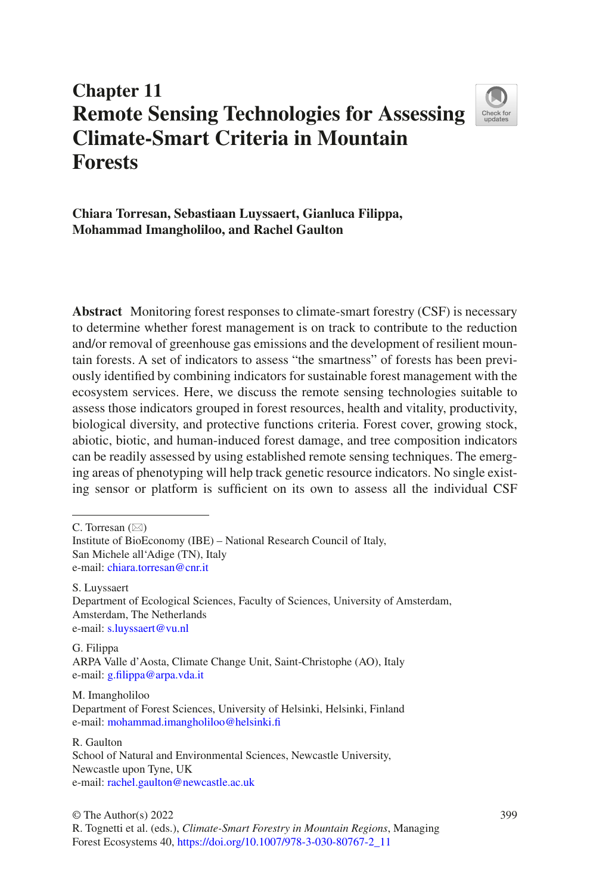# Chapter 11
# Remote Sensing Technologies for Assessing Climate-Smart Criteria in Mountain Forests

**Chiara Torresan, Sebastiaan Luyssaert, Gianluca Filippa, Mohammad Imangholiloo, and Rachel Gaulton**

**Abstract** Monitoring forest responses to climate-smart forestry (CSF) is necessary to determine whether forest management is on track to contribute to the reduction and/or removal of greenhouse gas emissions and the development of resilient mountain forests. A set of indicators to assess "the smartness" of forests has been previously identified by combining indicators for sustainable forest management with the ecosystem services. Here, we discuss the remote sensing technologies suitable to assess those indicators grouped in forest resources, health and vitality, productivity, biological diversity, and protective functions criteria. Forest cover, growing stock, abiotic, biotic, and human-induced forest damage, and tree composition indicators can be readily assessed by using established remote sensing techniques. The emerging areas of phenotyping will help track genetic resource indicators. No single existing sensor or platform is sufficient on its own to assess all the individual CSF

---

C. Torresan (✉)
Institute of BioEconomy (IBE) – National Research Council of Italy, San Michele all'Adige (TN), Italy
e-mail: chiara.torresan@cnr.it

S. Luyssaert
Department of Ecological Sciences, Faculty of Sciences, University of Amsterdam, Amsterdam, The Netherlands
e-mail: s.luyssaert@vu.nl

G. Filippa
ARPA Valle d'Aosta, Climate Change Unit, Saint-Christophe (AO), Italy
e-mail: g.filippa@arpa.vda.it

M. Imangholiloo
Department of Forest Sciences, University of Helsinki, Helsinki, Finland
e-mail: mohammad.imangholiloo@helsinki.fi

R. Gaulton
School of Natural and Environmental Sciences, Newcastle University, Newcastle upon Tyne, UK
e-mail: rachel.gaulton@newcastle.ac.uk

© The Author(s) 2022
R. Tognetti et al. (eds.), *Climate-Smart Forestry in Mountain Regions*, Managing Forest Ecosystems 40, https://doi.org/10.1007/978-3-030-80767-2_11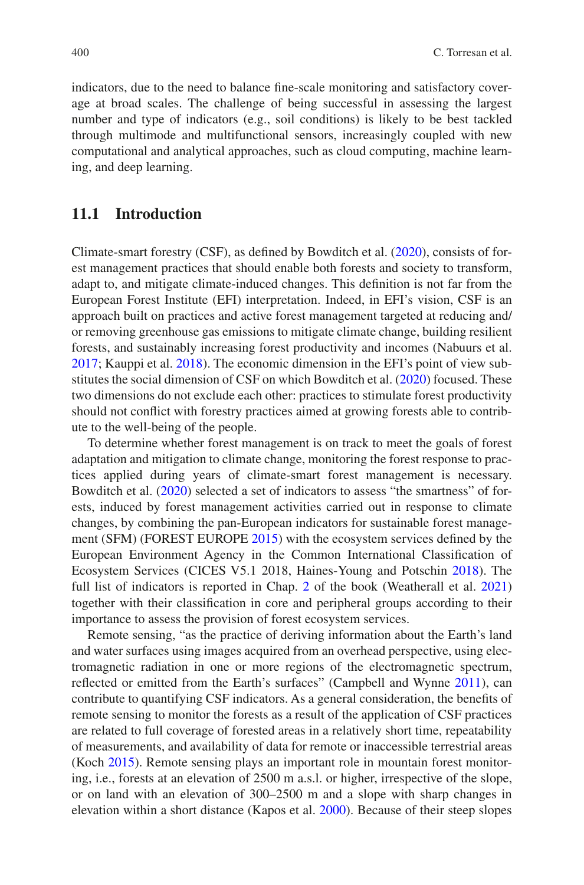indicators, due to the need to balance fine-scale monitoring and satisfactory coverage at broad scales. The challenge of being successful in assessing the largest number and type of indicators (e.g., soil conditions) is likely to be best tackled through multimode and multifunctional sensors, increasingly coupled with new computational and analytical approaches, such as cloud computing, machine learning, and deep learning.

## 11.1 Introduction

Climate-smart forestry (CSF), as defined by Bowditch et al. (2020), consists of forest management practices that should enable both forests and society to transform, adapt to, and mitigate climate-induced changes. This definition is not far from the European Forest Institute (EFI) interpretation. Indeed, in EFI's vision, CSF is an approach built on practices and active forest management targeted at reducing and/or removing greenhouse gas emissions to mitigate climate change, building resilient forests, and sustainably increasing forest productivity and incomes (Nabuurs et al. 2017; Kauppi et al. 2018). The economic dimension in the EFI's point of view substitutes the social dimension of CSF on which Bowditch et al. (2020) focused. These two dimensions do not exclude each other: practices to stimulate forest productivity should not conflict with forestry practices aimed at growing forests able to contribute to the well-being of the people.

To determine whether forest management is on track to meet the goals of forest adaptation and mitigation to climate change, monitoring the forest response to practices applied during years of climate-smart forest management is necessary. Bowditch et al. (2020) selected a set of indicators to assess "the smartness" of forests, induced by forest management activities carried out in response to climate changes, by combining the pan-European indicators for sustainable forest management (SFM) (FOREST EUROPE 2015) with the ecosystem services defined by the European Environment Agency in the Common International Classification of Ecosystem Services (CICES V5.1 2018, Haines-Young and Potschin 2018). The full list of indicators is reported in Chap. 2 of the book (Weatherall et al. 2021) together with their classification in core and peripheral groups according to their importance to assess the provision of forest ecosystem services.

Remote sensing, "as the practice of deriving information about the Earth's land and water surfaces using images acquired from an overhead perspective, using electromagnetic radiation in one or more regions of the electromagnetic spectrum, reflected or emitted from the Earth's surfaces" (Campbell and Wynne 2011), can contribute to quantifying CSF indicators. As a general consideration, the benefits of remote sensing to monitor the forests as a result of the application of CSF practices are related to full coverage of forested areas in a relatively short time, repeatability of measurements, and availability of data for remote or inaccessible terrestrial areas (Koch 2015). Remote sensing plays an important role in mountain forest monitoring, i.e., forests at an elevation of 2500 m a.s.l. or higher, irrespective of the slope, or on land with an elevation of 300–2500 m and a slope with sharp changes in elevation within a short distance (Kapos et al. 2000). Because of their steep slopes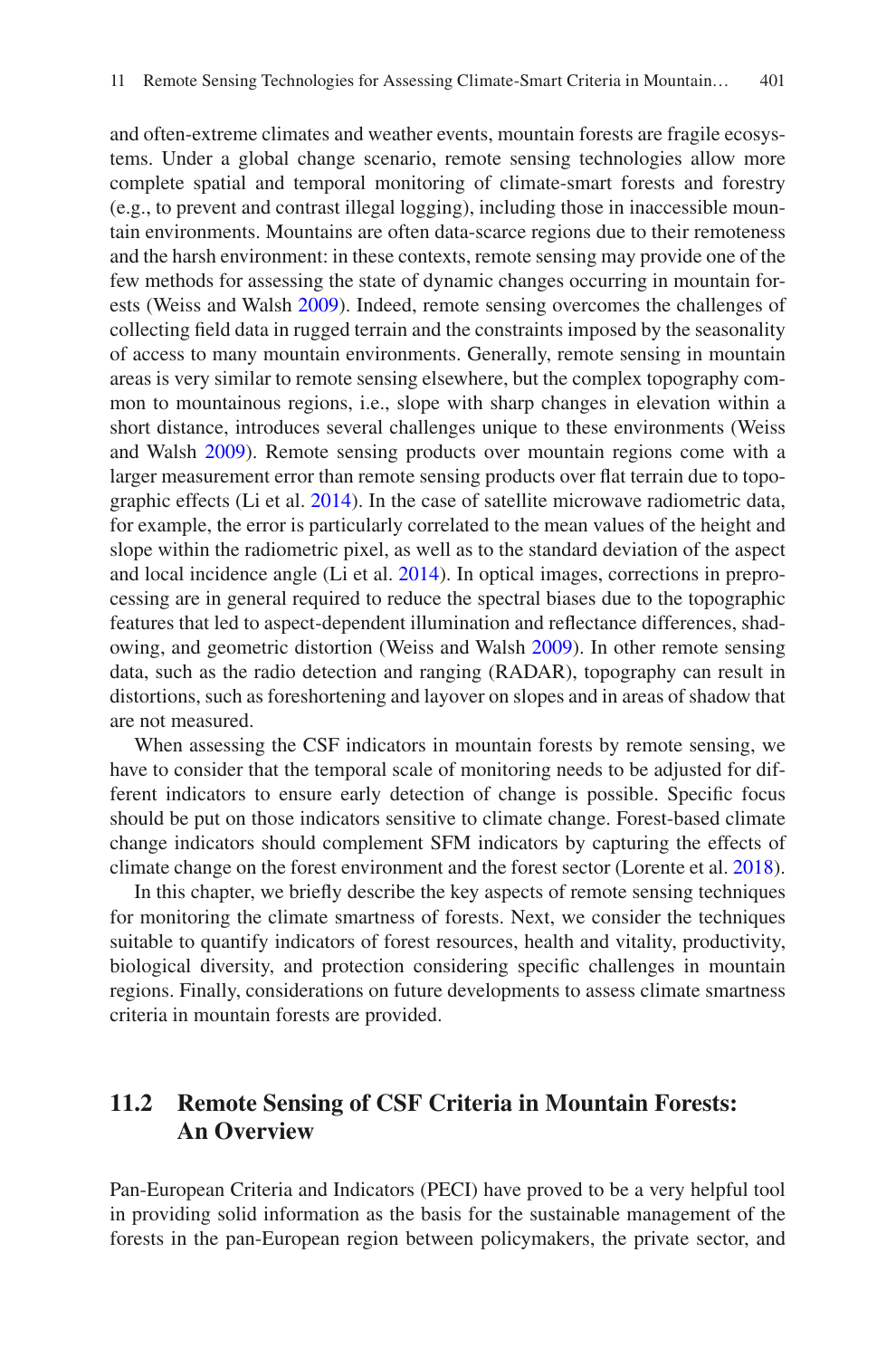and often-extreme climates and weather events, mountain forests are fragile ecosystems. Under a global change scenario, remote sensing technologies allow more complete spatial and temporal monitoring of climate-smart forests and forestry (e.g., to prevent and contrast illegal logging), including those in inaccessible mountain environments. Mountains are often data-scarce regions due to their remoteness and the harsh environment: in these contexts, remote sensing may provide one of the few methods for assessing the state of dynamic changes occurring in mountain forests (Weiss and Walsh 2009). Indeed, remote sensing overcomes the challenges of collecting field data in rugged terrain and the constraints imposed by the seasonality of access to many mountain environments. Generally, remote sensing in mountain areas is very similar to remote sensing elsewhere, but the complex topography common to mountainous regions, i.e., slope with sharp changes in elevation within a short distance, introduces several challenges unique to these environments (Weiss and Walsh 2009). Remote sensing products over mountain regions come with a larger measurement error than remote sensing products over flat terrain due to topographic effects (Li et al. 2014). In the case of satellite microwave radiometric data, for example, the error is particularly correlated to the mean values of the height and slope within the radiometric pixel, as well as to the standard deviation of the aspect and local incidence angle (Li et al. 2014). In optical images, corrections in preprocessing are in general required to reduce the spectral biases due to the topographic features that led to aspect-dependent illumination and reflectance differences, shadowing, and geometric distortion (Weiss and Walsh 2009). In other remote sensing data, such as the radio detection and ranging (RADAR), topography can result in distortions, such as foreshortening and layover on slopes and in areas of shadow that are not measured.

When assessing the CSF indicators in mountain forests by remote sensing, we have to consider that the temporal scale of monitoring needs to be adjusted for different indicators to ensure early detection of change is possible. Specific focus should be put on those indicators sensitive to climate change. Forest-based climate change indicators should complement SFM indicators by capturing the effects of climate change on the forest environment and the forest sector (Lorente et al. 2018).

In this chapter, we briefly describe the key aspects of remote sensing techniques for monitoring the climate smartness of forests. Next, we consider the techniques suitable to quantify indicators of forest resources, health and vitality, productivity, biological diversity, and protection considering specific challenges in mountain regions. Finally, considerations on future developments to assess climate smartness criteria in mountain forests are provided.

## 11.2 Remote Sensing of CSF Criteria in Mountain Forests: An Overview

Pan-European Criteria and Indicators (PECI) have proved to be a very helpful tool in providing solid information as the basis for the sustainable management of the forests in the pan-European region between policymakers, the private sector, and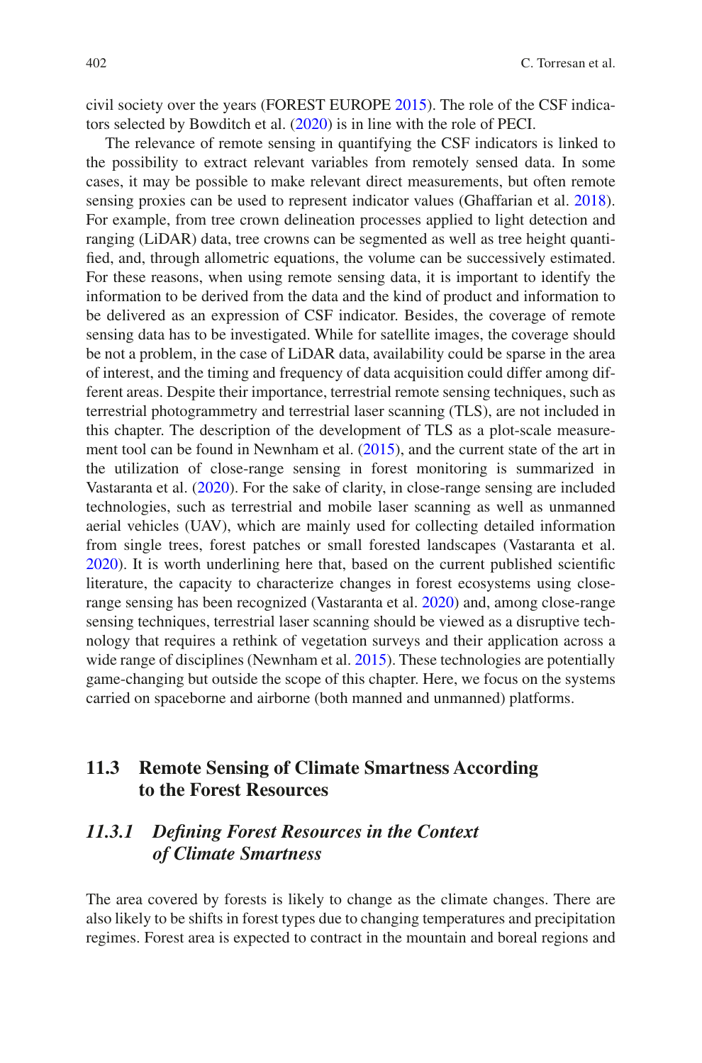civil society over the years (FOREST EUROPE 2015). The role of the CSF indicators selected by Bowditch et al. (2020) is in line with the role of PECI.

The relevance of remote sensing in quantifying the CSF indicators is linked to the possibility to extract relevant variables from remotely sensed data. In some cases, it may be possible to make relevant direct measurements, but often remote sensing proxies can be used to represent indicator values (Ghaffarian et al. 2018). For example, from tree crown delineation processes applied to light detection and ranging (LiDAR) data, tree crowns can be segmented as well as tree height quantified, and, through allometric equations, the volume can be successively estimated. For these reasons, when using remote sensing data, it is important to identify the information to be derived from the data and the kind of product and information to be delivered as an expression of CSF indicator. Besides, the coverage of remote sensing data has to be investigated. While for satellite images, the coverage should be not a problem, in the case of LiDAR data, availability could be sparse in the area of interest, and the timing and frequency of data acquisition could differ among different areas. Despite their importance, terrestrial remote sensing techniques, such as terrestrial photogrammetry and terrestrial laser scanning (TLS), are not included in this chapter. The description of the development of TLS as a plot-scale measurement tool can be found in Newnham et al. (2015), and the current state of the art in the utilization of close-range sensing in forest monitoring is summarized in Vastaranta et al. (2020). For the sake of clarity, in close-range sensing are included technologies, such as terrestrial and mobile laser scanning as well as unmanned aerial vehicles (UAV), which are mainly used for collecting detailed information from single trees, forest patches or small forested landscapes (Vastaranta et al. 2020). It is worth underlining here that, based on the current published scientific literature, the capacity to characterize changes in forest ecosystems using close-range sensing has been recognized (Vastaranta et al. 2020) and, among close-range sensing techniques, terrestrial laser scanning should be viewed as a disruptive technology that requires a rethink of vegetation surveys and their application across a wide range of disciplines (Newnham et al. 2015). These technologies are potentially game-changing but outside the scope of this chapter. Here, we focus on the systems carried on spaceborne and airborne (both manned and unmanned) platforms.

## 11.3 Remote Sensing of Climate Smartness According to the Forest Resources

### *11.3.1 Defining Forest Resources in the Context of Climate Smartness*

The area covered by forests is likely to change as the climate changes. There are also likely to be shifts in forest types due to changing temperatures and precipitation regimes. Forest area is expected to contract in the mountain and boreal regions and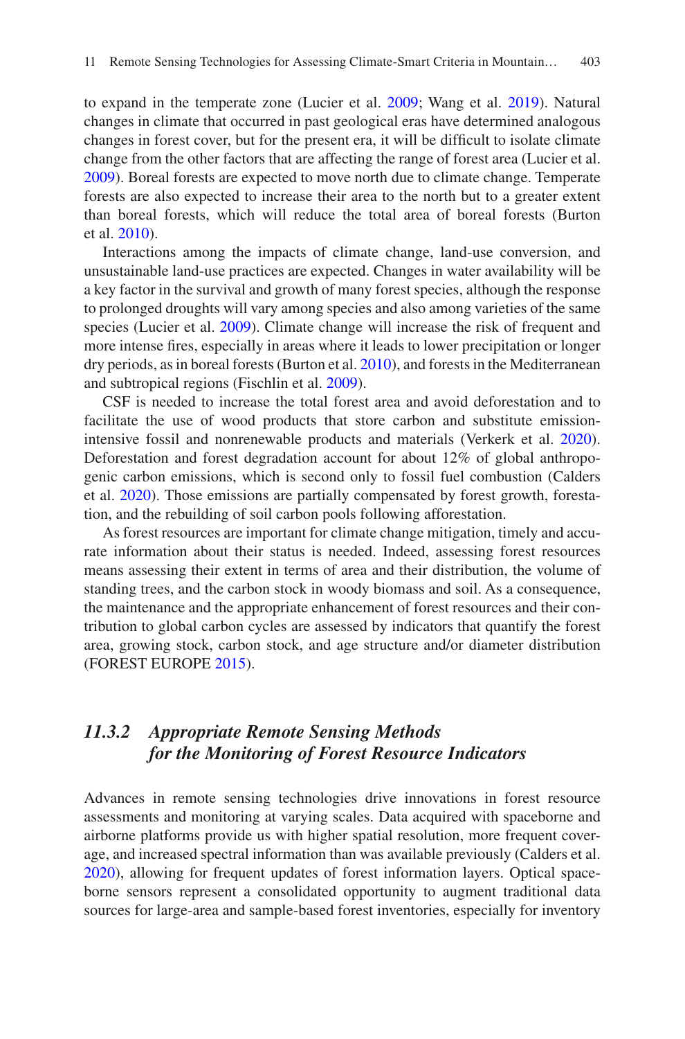to expand in the temperate zone (Lucier et al. 2009; Wang et al. 2019). Natural changes in climate that occurred in past geological eras have determined analogous changes in forest cover, but for the present era, it will be difficult to isolate climate change from the other factors that are affecting the range of forest area (Lucier et al. 2009). Boreal forests are expected to move north due to climate change. Temperate forests are also expected to increase their area to the north but to a greater extent than boreal forests, which will reduce the total area of boreal forests (Burton et al. 2010).

Interactions among the impacts of climate change, land-use conversion, and unsustainable land-use practices are expected. Changes in water availability will be a key factor in the survival and growth of many forest species, although the response to prolonged droughts will vary among species and also among varieties of the same species (Lucier et al. 2009). Climate change will increase the risk of frequent and more intense fires, especially in areas where it leads to lower precipitation or longer dry periods, as in boreal forests (Burton et al. 2010), and forests in the Mediterranean and subtropical regions (Fischlin et al. 2009).

CSF is needed to increase the total forest area and avoid deforestation and to facilitate the use of wood products that store carbon and substitute emission-intensive fossil and nonrenewable products and materials (Verkerk et al. 2020). Deforestation and forest degradation account for about 12% of global anthropogenic carbon emissions, which is second only to fossil fuel combustion (Calders et al. 2020). Those emissions are partially compensated by forest growth, forestation, and the rebuilding of soil carbon pools following afforestation.

As forest resources are important for climate change mitigation, timely and accurate information about their status is needed. Indeed, assessing forest resources means assessing their extent in terms of area and their distribution, the volume of standing trees, and the carbon stock in woody biomass and soil. As a consequence, the maintenance and the appropriate enhancement of forest resources and their contribution to global carbon cycles are assessed by indicators that quantify the forest area, growing stock, carbon stock, and age structure and/or diameter distribution (FOREST EUROPE 2015).

### *11.3.2 Appropriate Remote Sensing Methods for the Monitoring of Forest Resource Indicators*

Advances in remote sensing technologies drive innovations in forest resource assessments and monitoring at varying scales. Data acquired with spaceborne and airborne platforms provide us with higher spatial resolution, more frequent coverage, and increased spectral information than was available previously (Calders et al. 2020), allowing for frequent updates of forest information layers. Optical spaceborne sensors represent a consolidated opportunity to augment traditional data sources for large-area and sample-based forest inventories, especially for inventory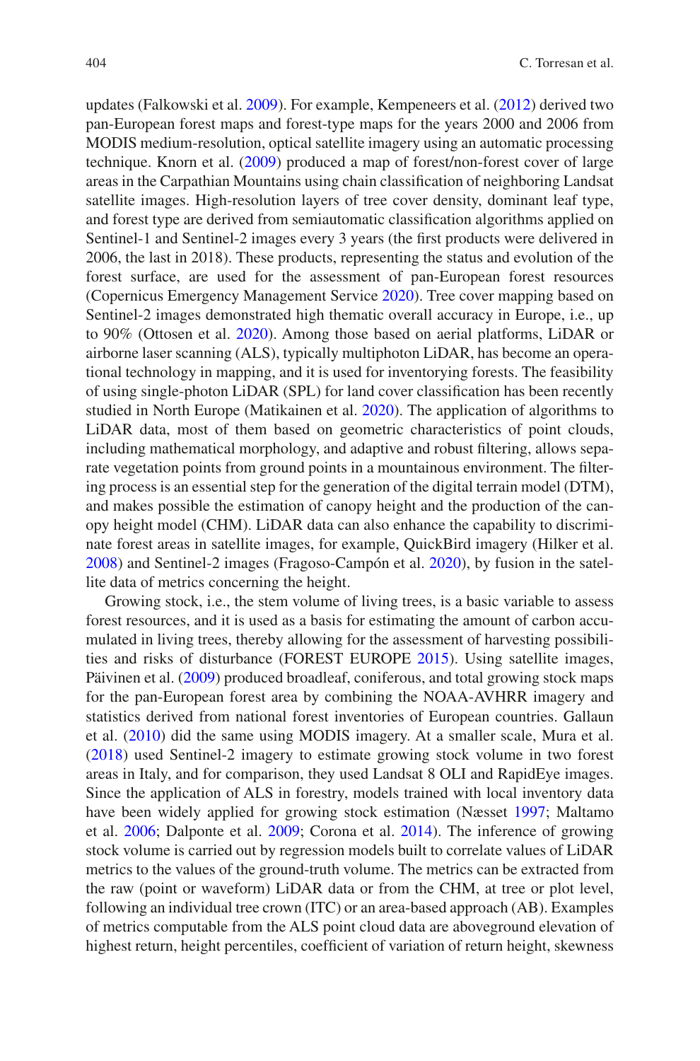updates (Falkowski et al. 2009). For example, Kempeneers et al. (2012) derived two pan-European forest maps and forest-type maps for the years 2000 and 2006 from MODIS medium-resolution, optical satellite imagery using an automatic processing technique. Knorn et al. (2009) produced a map of forest/non-forest cover of large areas in the Carpathian Mountains using chain classification of neighboring Landsat satellite images. High-resolution layers of tree cover density, dominant leaf type, and forest type are derived from semiautomatic classification algorithms applied on Sentinel-1 and Sentinel-2 images every 3 years (the first products were delivered in 2006, the last in 2018). These products, representing the status and evolution of the forest surface, are used for the assessment of pan-European forest resources (Copernicus Emergency Management Service 2020). Tree cover mapping based on Sentinel-2 images demonstrated high thematic overall accuracy in Europe, i.e., up to 90% (Ottosen et al. 2020). Among those based on aerial platforms, LiDAR or airborne laser scanning (ALS), typically multiphoton LiDAR, has become an operational technology in mapping, and it is used for inventorying forests. The feasibility of using single-photon LiDAR (SPL) for land cover classification has been recently studied in North Europe (Matikainen et al. 2020). The application of algorithms to LiDAR data, most of them based on geometric characteristics of point clouds, including mathematical morphology, and adaptive and robust filtering, allows separate vegetation points from ground points in a mountainous environment. The filtering process is an essential step for the generation of the digital terrain model (DTM), and makes possible the estimation of canopy height and the production of the canopy height model (CHM). LiDAR data can also enhance the capability to discriminate forest areas in satellite images, for example, QuickBird imagery (Hilker et al. 2008) and Sentinel-2 images (Fragoso-Campón et al. 2020), by fusion in the satellite data of metrics concerning the height.

Growing stock, i.e., the stem volume of living trees, is a basic variable to assess forest resources, and it is used as a basis for estimating the amount of carbon accumulated in living trees, thereby allowing for the assessment of harvesting possibilities and risks of disturbance (FOREST EUROPE 2015). Using satellite images, Päivinen et al. (2009) produced broadleaf, coniferous, and total growing stock maps for the pan-European forest area by combining the NOAA-AVHRR imagery and statistics derived from national forest inventories of European countries. Gallaun et al. (2010) did the same using MODIS imagery. At a smaller scale, Mura et al. (2018) used Sentinel-2 imagery to estimate growing stock volume in two forest areas in Italy, and for comparison, they used Landsat 8 OLI and RapidEye images. Since the application of ALS in forestry, models trained with local inventory data have been widely applied for growing stock estimation (Næsset 1997; Maltamo et al. 2006; Dalponte et al. 2009; Corona et al. 2014). The inference of growing stock volume is carried out by regression models built to correlate values of LiDAR metrics to the values of the ground-truth volume. The metrics can be extracted from the raw (point or waveform) LiDAR data or from the CHM, at tree or plot level, following an individual tree crown (ITC) or an area-based approach (AB). Examples of metrics computable from the ALS point cloud data are aboveground elevation of highest return, height percentiles, coefficient of variation of return height, skewness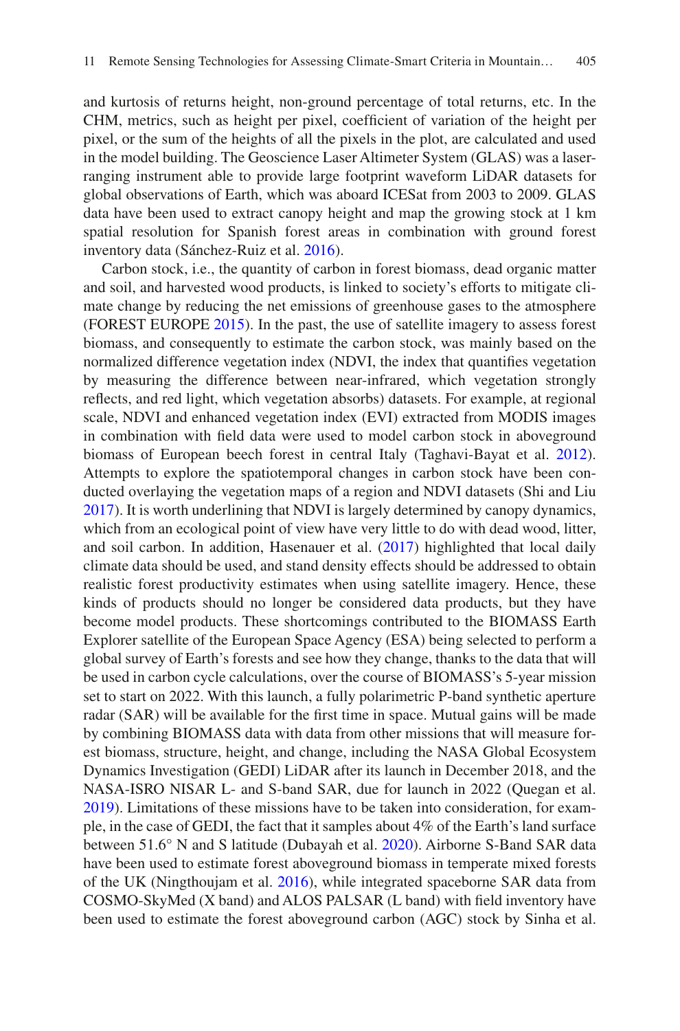and kurtosis of returns height, non-ground percentage of total returns, etc. In the CHM, metrics, such as height per pixel, coefficient of variation of the height per pixel, or the sum of the heights of all the pixels in the plot, are calculated and used in the model building. The Geoscience Laser Altimeter System (GLAS) was a laser-ranging instrument able to provide large footprint waveform LiDAR datasets for global observations of Earth, which was aboard ICESat from 2003 to 2009. GLAS data have been used to extract canopy height and map the growing stock at 1 km spatial resolution for Spanish forest areas in combination with ground forest inventory data (Sánchez-Ruiz et al. 2016).

Carbon stock, i.e., the quantity of carbon in forest biomass, dead organic matter and soil, and harvested wood products, is linked to society's efforts to mitigate climate change by reducing the net emissions of greenhouse gases to the atmosphere (FOREST EUROPE 2015). In the past, the use of satellite imagery to assess forest biomass, and consequently to estimate the carbon stock, was mainly based on the normalized difference vegetation index (NDVI, the index that quantifies vegetation by measuring the difference between near-infrared, which vegetation strongly reflects, and red light, which vegetation absorbs) datasets. For example, at regional scale, NDVI and enhanced vegetation index (EVI) extracted from MODIS images in combination with field data were used to model carbon stock in aboveground biomass of European beech forest in central Italy (Taghavi-Bayat et al. 2012). Attempts to explore the spatiotemporal changes in carbon stock have been conducted overlaying the vegetation maps of a region and NDVI datasets (Shi and Liu 2017). It is worth underlining that NDVI is largely determined by canopy dynamics, which from an ecological point of view have very little to do with dead wood, litter, and soil carbon. In addition, Hasenauer et al. (2017) highlighted that local daily climate data should be used, and stand density effects should be addressed to obtain realistic forest productivity estimates when using satellite imagery. Hence, these kinds of products should no longer be considered data products, but they have become model products. These shortcomings contributed to the BIOMASS Earth Explorer satellite of the European Space Agency (ESA) being selected to perform a global survey of Earth's forests and see how they change, thanks to the data that will be used in carbon cycle calculations, over the course of BIOMASS's 5-year mission set to start on 2022. With this launch, a fully polarimetric P-band synthetic aperture radar (SAR) will be available for the first time in space. Mutual gains will be made by combining BIOMASS data with data from other missions that will measure forest biomass, structure, height, and change, including the NASA Global Ecosystem Dynamics Investigation (GEDI) LiDAR after its launch in December 2018, and the NASA-ISRO NISAR L- and S-band SAR, due for launch in 2022 (Quegan et al. 2019). Limitations of these missions have to be taken into consideration, for example, in the case of GEDI, the fact that it samples about 4% of the Earth's land surface between 51.6° N and S latitude (Dubayah et al. 2020). Airborne S-Band SAR data have been used to estimate forest aboveground biomass in temperate mixed forests of the UK (Ningthoujam et al. 2016), while integrated spaceborne SAR data from COSMO-SkyMed (X band) and ALOS PALSAR (L band) with field inventory have been used to estimate the forest aboveground carbon (AGC) stock by Sinha et al.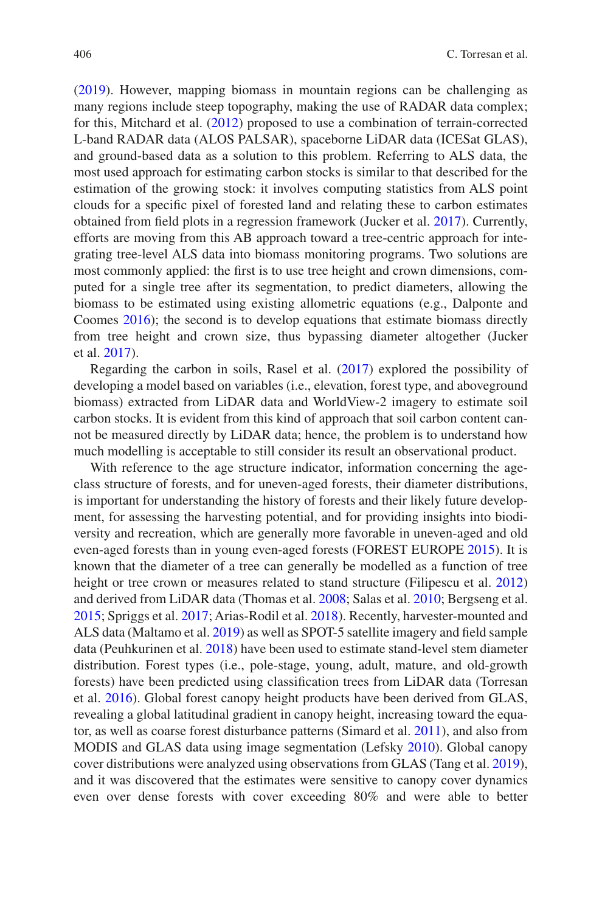(2019). However, mapping biomass in mountain regions can be challenging as many regions include steep topography, making the use of RADAR data complex; for this, Mitchard et al. (2012) proposed to use a combination of terrain-corrected L-band RADAR data (ALOS PALSAR), spaceborne LiDAR data (ICESat GLAS), and ground-based data as a solution to this problem. Referring to ALS data, the most used approach for estimating carbon stocks is similar to that described for the estimation of the growing stock: it involves computing statistics from ALS point clouds for a specific pixel of forested land and relating these to carbon estimates obtained from field plots in a regression framework (Jucker et al. 2017). Currently, efforts are moving from this AB approach toward a tree-centric approach for integrating tree-level ALS data into biomass monitoring programs. Two solutions are most commonly applied: the first is to use tree height and crown dimensions, computed for a single tree after its segmentation, to predict diameters, allowing the biomass to be estimated using existing allometric equations (e.g., Dalponte and Coomes 2016); the second is to develop equations that estimate biomass directly from tree height and crown size, thus bypassing diameter altogether (Jucker et al. 2017).

Regarding the carbon in soils, Rasel et al. (2017) explored the possibility of developing a model based on variables (i.e., elevation, forest type, and aboveground biomass) extracted from LiDAR data and WorldView-2 imagery to estimate soil carbon stocks. It is evident from this kind of approach that soil carbon content cannot be measured directly by LiDAR data; hence, the problem is to understand how much modelling is acceptable to still consider its result an observational product.

With reference to the age structure indicator, information concerning the age-class structure of forests, and for uneven-aged forests, their diameter distributions, is important for understanding the history of forests and their likely future development, for assessing the harvesting potential, and for providing insights into biodiversity and recreation, which are generally more favorable in uneven-aged and old even-aged forests than in young even-aged forests (FOREST EUROPE 2015). It is known that the diameter of a tree can generally be modelled as a function of tree height or tree crown or measures related to stand structure (Filipescu et al. 2012) and derived from LiDAR data (Thomas et al. 2008; Salas et al. 2010; Bergseng et al. 2015; Spriggs et al. 2017; Arias-Rodil et al. 2018). Recently, harvester-mounted and ALS data (Maltamo et al. 2019) as well as SPOT-5 satellite imagery and field sample data (Peuhkurinen et al. 2018) have been used to estimate stand-level stem diameter distribution. Forest types (i.e., pole-stage, young, adult, mature, and old-growth forests) have been predicted using classification trees from LiDAR data (Torresan et al. 2016). Global forest canopy height products have been derived from GLAS, revealing a global latitudinal gradient in canopy height, increasing toward the equator, as well as coarse forest disturbance patterns (Simard et al. 2011), and also from MODIS and GLAS data using image segmentation (Lefsky 2010). Global canopy cover distributions were analyzed using observations from GLAS (Tang et al. 2019), and it was discovered that the estimates were sensitive to canopy cover dynamics even over dense forests with cover exceeding 80% and were able to better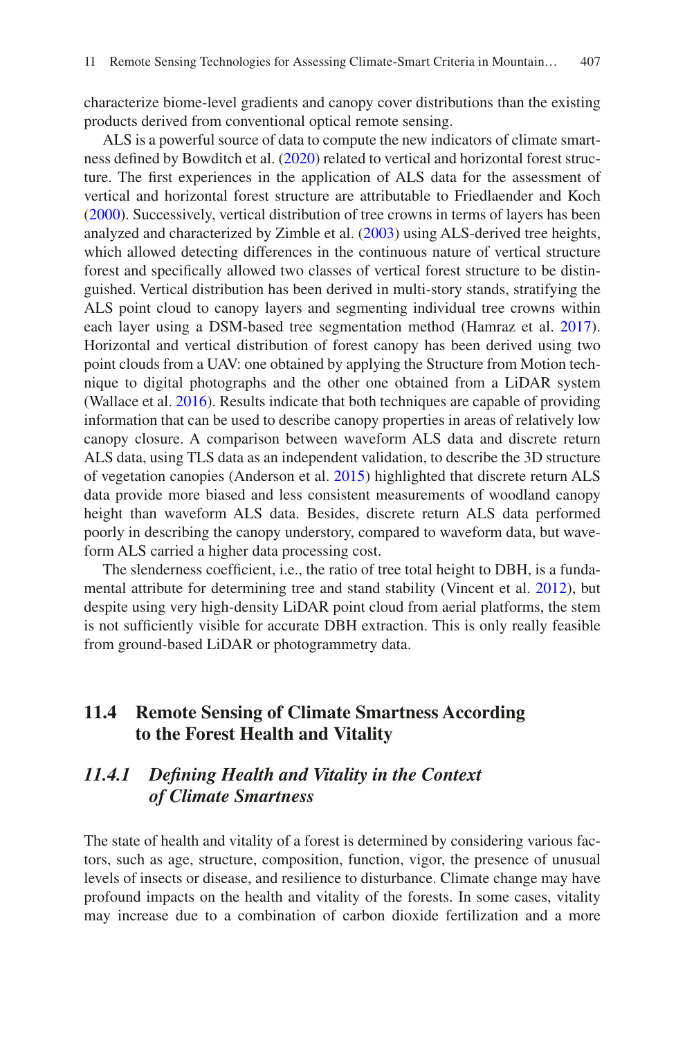characterize biome-level gradients and canopy cover distributions than the existing products derived from conventional optical remote sensing.

ALS is a powerful source of data to compute the new indicators of climate smartness defined by Bowditch et al. (2020) related to vertical and horizontal forest structure. The first experiences in the application of ALS data for the assessment of vertical and horizontal forest structure are attributable to Friedlaender and Koch (2000). Successively, vertical distribution of tree crowns in terms of layers has been analyzed and characterized by Zimble et al. (2003) using ALS-derived tree heights, which allowed detecting differences in the continuous nature of vertical structure forest and specifically allowed two classes of vertical forest structure to be distinguished. Vertical distribution has been derived in multi-story stands, stratifying the ALS point cloud to canopy layers and segmenting individual tree crowns within each layer using a DSM-based tree segmentation method (Hamraz et al. 2017). Horizontal and vertical distribution of forest canopy has been derived using two point clouds from a UAV: one obtained by applying the Structure from Motion technique to digital photographs and the other one obtained from a LiDAR system (Wallace et al. 2016). Results indicate that both techniques are capable of providing information that can be used to describe canopy properties in areas of relatively low canopy closure. A comparison between waveform ALS data and discrete return ALS data, using TLS data as an independent validation, to describe the 3D structure of vegetation canopies (Anderson et al. 2015) highlighted that discrete return ALS data provide more biased and less consistent measurements of woodland canopy height than waveform ALS data. Besides, discrete return ALS data performed poorly in describing the canopy understory, compared to waveform data, but waveform ALS carried a higher data processing cost.

The slenderness coefficient, i.e., the ratio of tree total height to DBH, is a fundamental attribute for determining tree and stand stability (Vincent et al. 2012), but despite using very high-density LiDAR point cloud from aerial platforms, the stem is not sufficiently visible for accurate DBH extraction. This is only really feasible from ground-based LiDAR or photogrammetry data.

## 11.4 Remote Sensing of Climate Smartness According to the Forest Health and Vitality

### *11.4.1 Defining Health and Vitality in the Context of Climate Smartness*

The state of health and vitality of a forest is determined by considering various factors, such as age, structure, composition, function, vigor, the presence of unusual levels of insects or disease, and resilience to disturbance. Climate change may have profound impacts on the health and vitality of the forests. In some cases, vitality may increase due to a combination of carbon dioxide fertilization and a more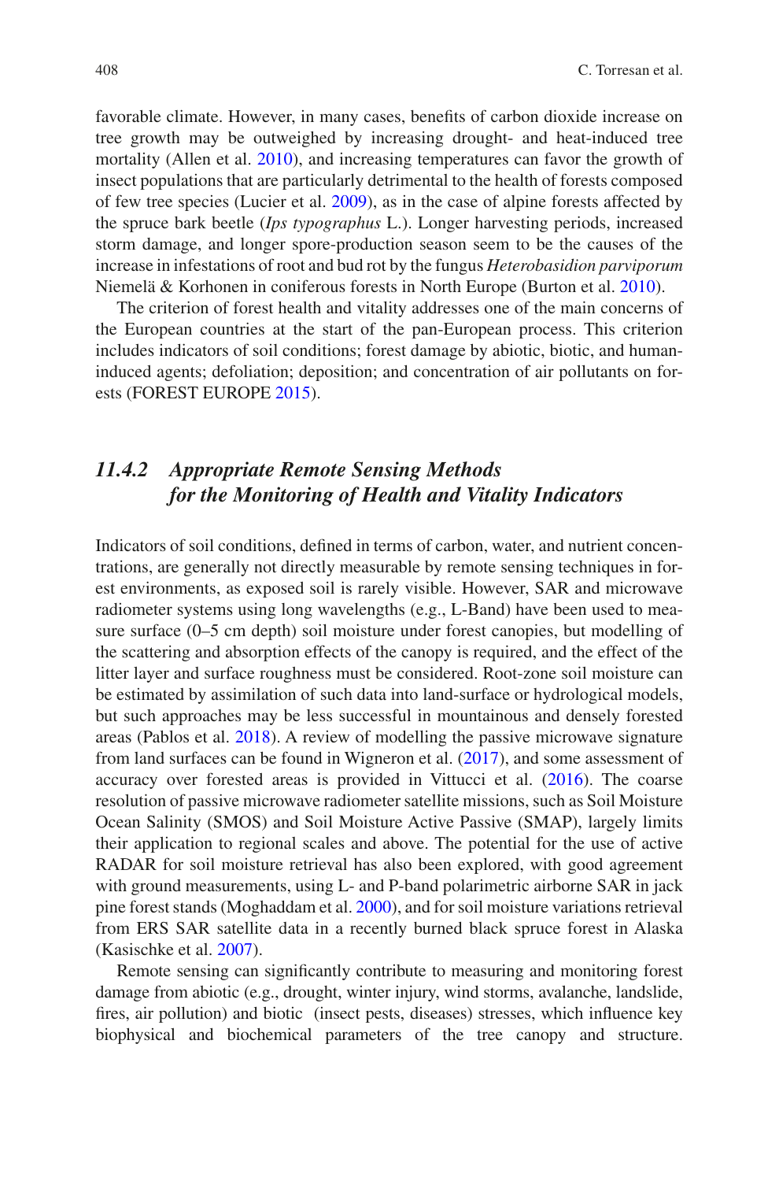favorable climate. However, in many cases, benefits of carbon dioxide increase on tree growth may be outweighed by increasing drought- and heat-induced tree mortality (Allen et al. 2010), and increasing temperatures can favor the growth of insect populations that are particularly detrimental to the health of forests composed of few tree species (Lucier et al. 2009), as in the case of alpine forests affected by the spruce bark beetle (*Ips typographus* L.). Longer harvesting periods, increased storm damage, and longer spore-production season seem to be the causes of the increase in infestations of root and bud rot by the fungus *Heterobasidion parviporum* Niemelä & Korhonen in coniferous forests in North Europe (Burton et al. 2010).

The criterion of forest health and vitality addresses one of the main concerns of the European countries at the start of the pan-European process. This criterion includes indicators of soil conditions; forest damage by abiotic, biotic, and human-induced agents; defoliation; deposition; and concentration of air pollutants on forests (FOREST EUROPE 2015).

### *11.4.2 Appropriate Remote Sensing Methods for the Monitoring of Health and Vitality Indicators*

Indicators of soil conditions, defined in terms of carbon, water, and nutrient concentrations, are generally not directly measurable by remote sensing techniques in forest environments, as exposed soil is rarely visible. However, SAR and microwave radiometer systems using long wavelengths (e.g., L-Band) have been used to measure surface (0–5 cm depth) soil moisture under forest canopies, but modelling of the scattering and absorption effects of the canopy is required, and the effect of the litter layer and surface roughness must be considered. Root-zone soil moisture can be estimated by assimilation of such data into land-surface or hydrological models, but such approaches may be less successful in mountainous and densely forested areas (Pablos et al. 2018). A review of modelling the passive microwave signature from land surfaces can be found in Wigneron et al. (2017), and some assessment of accuracy over forested areas is provided in Vittucci et al. (2016). The coarse resolution of passive microwave radiometer satellite missions, such as Soil Moisture Ocean Salinity (SMOS) and Soil Moisture Active Passive (SMAP), largely limits their application to regional scales and above. The potential for the use of active RADAR for soil moisture retrieval has also been explored, with good agreement with ground measurements, using L- and P-band polarimetric airborne SAR in jack pine forest stands (Moghaddam et al. 2000), and for soil moisture variations retrieval from ERS SAR satellite data in a recently burned black spruce forest in Alaska (Kasischke et al. 2007).

Remote sensing can significantly contribute to measuring and monitoring forest damage from abiotic (e.g., drought, winter injury, wind storms, avalanche, landslide, fires, air pollution) and biotic (insect pests, diseases) stresses, which influence key biophysical and biochemical parameters of the tree canopy and structure.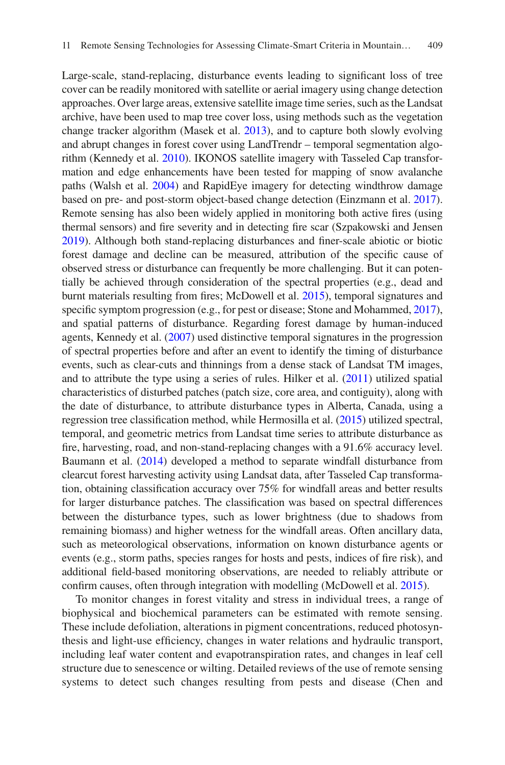Large-scale, stand-replacing, disturbance events leading to significant loss of tree cover can be readily monitored with satellite or aerial imagery using change detection approaches. Over large areas, extensive satellite image time series, such as the Landsat archive, have been used to map tree cover loss, using methods such as the vegetation change tracker algorithm (Masek et al. 2013), and to capture both slowly evolving and abrupt changes in forest cover using LandTrendr – temporal segmentation algorithm (Kennedy et al. 2010). IKONOS satellite imagery with Tasseled Cap transformation and edge enhancements have been tested for mapping of snow avalanche paths (Walsh et al. 2004) and RapidEye imagery for detecting windthrow damage based on pre- and post-storm object-based change detection (Einzmann et al. 2017). Remote sensing has also been widely applied in monitoring both active fires (using thermal sensors) and fire severity and in detecting fire scar (Szpakowski and Jensen 2019). Although both stand-replacing disturbances and finer-scale abiotic or biotic forest damage and decline can be measured, attribution of the specific cause of observed stress or disturbance can frequently be more challenging. But it can potentially be achieved through consideration of the spectral properties (e.g., dead and burnt materials resulting from fires; McDowell et al. 2015), temporal signatures and specific symptom progression (e.g., for pest or disease; Stone and Mohammed, 2017), and spatial patterns of disturbance. Regarding forest damage by human-induced agents, Kennedy et al. (2007) used distinctive temporal signatures in the progression of spectral properties before and after an event to identify the timing of disturbance events, such as clear-cuts and thinnings from a dense stack of Landsat TM images, and to attribute the type using a series of rules. Hilker et al. (2011) utilized spatial characteristics of disturbed patches (patch size, core area, and contiguity), along with the date of disturbance, to attribute disturbance types in Alberta, Canada, using a regression tree classification method, while Hermosilla et al. (2015) utilized spectral, temporal, and geometric metrics from Landsat time series to attribute disturbance as fire, harvesting, road, and non-stand-replacing changes with a 91.6% accuracy level. Baumann et al. (2014) developed a method to separate windfall disturbance from clearcut forest harvesting activity using Landsat data, after Tasseled Cap transformation, obtaining classification accuracy over 75% for windfall areas and better results for larger disturbance patches. The classification was based on spectral differences between the disturbance types, such as lower brightness (due to shadows from remaining biomass) and higher wetness for the windfall areas. Often ancillary data, such as meteorological observations, information on known disturbance agents or events (e.g., storm paths, species ranges for hosts and pests, indices of fire risk), and additional field-based monitoring observations, are needed to reliably attribute or confirm causes, often through integration with modelling (McDowell et al. 2015).

To monitor changes in forest vitality and stress in individual trees, a range of biophysical and biochemical parameters can be estimated with remote sensing. These include defoliation, alterations in pigment concentrations, reduced photosynthesis and light-use efficiency, changes in water relations and hydraulic transport, including leaf water content and evapotranspiration rates, and changes in leaf cell structure due to senescence or wilting. Detailed reviews of the use of remote sensing systems to detect such changes resulting from pests and disease (Chen and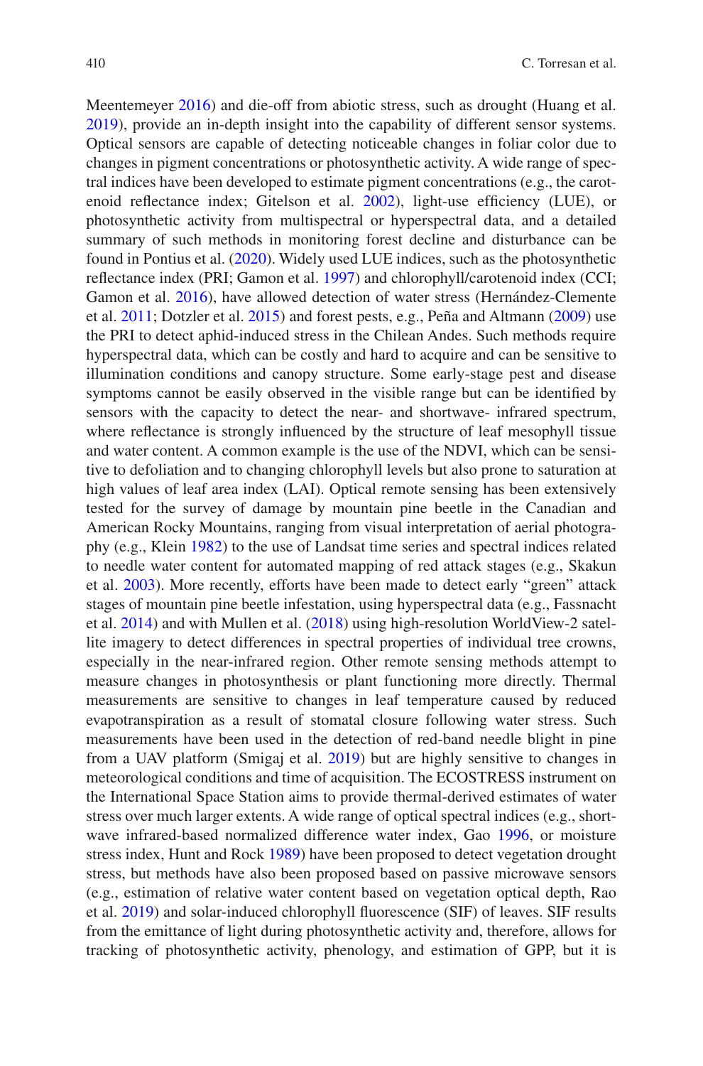Meentemeyer 2016) and die-off from abiotic stress, such as drought (Huang et al. 2019), provide an in-depth insight into the capability of different sensor systems. Optical sensors are capable of detecting noticeable changes in foliar color due to changes in pigment concentrations or photosynthetic activity. A wide range of spectral indices have been developed to estimate pigment concentrations (e.g., the carotenoid reflectance index; Gitelson et al. 2002), light-use efficiency (LUE), or photosynthetic activity from multispectral or hyperspectral data, and a detailed summary of such methods in monitoring forest decline and disturbance can be found in Pontius et al. (2020). Widely used LUE indices, such as the photosynthetic reflectance index (PRI; Gamon et al. 1997) and chlorophyll/carotenoid index (CCI; Gamon et al. 2016), have allowed detection of water stress (Hernández-Clemente et al. 2011; Dotzler et al. 2015) and forest pests, e.g., Peña and Altmann (2009) use the PRI to detect aphid-induced stress in the Chilean Andes. Such methods require hyperspectral data, which can be costly and hard to acquire and can be sensitive to illumination conditions and canopy structure. Some early-stage pest and disease symptoms cannot be easily observed in the visible range but can be identified by sensors with the capacity to detect the near- and shortwave- infrared spectrum, where reflectance is strongly influenced by the structure of leaf mesophyll tissue and water content. A common example is the use of the NDVI, which can be sensitive to defoliation and to changing chlorophyll levels but also prone to saturation at high values of leaf area index (LAI). Optical remote sensing has been extensively tested for the survey of damage by mountain pine beetle in the Canadian and American Rocky Mountains, ranging from visual interpretation of aerial photography (e.g., Klein 1982) to the use of Landsat time series and spectral indices related to needle water content for automated mapping of red attack stages (e.g., Skakun et al. 2003). More recently, efforts have been made to detect early "green" attack stages of mountain pine beetle infestation, using hyperspectral data (e.g., Fassnacht et al. 2014) and with Mullen et al. (2018) using high-resolution WorldView-2 satellite imagery to detect differences in spectral properties of individual tree crowns, especially in the near-infrared region. Other remote sensing methods attempt to measure changes in photosynthesis or plant functioning more directly. Thermal measurements are sensitive to changes in leaf temperature caused by reduced evapotranspiration as a result of stomatal closure following water stress. Such measurements have been used in the detection of red-band needle blight in pine from a UAV platform (Smigaj et al. 2019) but are highly sensitive to changes in meteorological conditions and time of acquisition. The ECOSTRESS instrument on the International Space Station aims to provide thermal-derived estimates of water stress over much larger extents. A wide range of optical spectral indices (e.g., shortwave infrared-based normalized difference water index, Gao 1996, or moisture stress index, Hunt and Rock 1989) have been proposed to detect vegetation drought stress, but methods have also been proposed based on passive microwave sensors (e.g., estimation of relative water content based on vegetation optical depth, Rao et al. 2019) and solar-induced chlorophyll fluorescence (SIF) of leaves. SIF results from the emittance of light during photosynthetic activity and, therefore, allows for tracking of photosynthetic activity, phenology, and estimation of GPP, but it is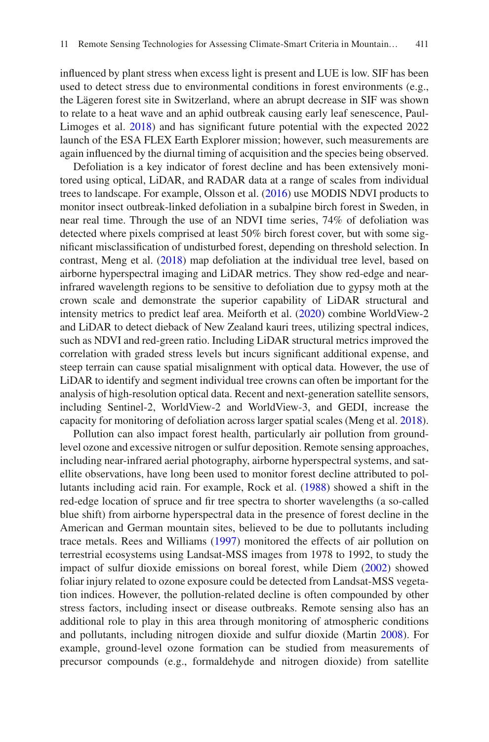influenced by plant stress when excess light is present and LUE is low. SIF has been used to detect stress due to environmental conditions in forest environments (e.g., the Lägeren forest site in Switzerland, where an abrupt decrease in SIF was shown to relate to a heat wave and an aphid outbreak causing early leaf senescence, Paul-Limoges et al. 2018) and has significant future potential with the expected 2022 launch of the ESA FLEX Earth Explorer mission; however, such measurements are again influenced by the diurnal timing of acquisition and the species being observed.

Defoliation is a key indicator of forest decline and has been extensively monitored using optical, LiDAR, and RADAR data at a range of scales from individual trees to landscape. For example, Olsson et al. (2016) use MODIS NDVI products to monitor insect outbreak-linked defoliation in a subalpine birch forest in Sweden, in near real time. Through the use of an NDVI time series, 74% of defoliation was detected where pixels comprised at least 50% birch forest cover, but with some significant misclassification of undisturbed forest, depending on threshold selection. In contrast, Meng et al. (2018) map defoliation at the individual tree level, based on airborne hyperspectral imaging and LiDAR metrics. They show red-edge and near-infrared wavelength regions to be sensitive to defoliation due to gypsy moth at the crown scale and demonstrate the superior capability of LiDAR structural and intensity metrics to predict leaf area. Meiforth et al. (2020) combine WorldView-2 and LiDAR to detect dieback of New Zealand kauri trees, utilizing spectral indices, such as NDVI and red-green ratio. Including LiDAR structural metrics improved the correlation with graded stress levels but incurs significant additional expense, and steep terrain can cause spatial misalignment with optical data. However, the use of LiDAR to identify and segment individual tree crowns can often be important for the analysis of high-resolution optical data. Recent and next-generation satellite sensors, including Sentinel-2, WorldView-2 and WorldView-3, and GEDI, increase the capacity for monitoring of defoliation across larger spatial scales (Meng et al. 2018).

Pollution can also impact forest health, particularly air pollution from ground-level ozone and excessive nitrogen or sulfur deposition. Remote sensing approaches, including near-infrared aerial photography, airborne hyperspectral systems, and satellite observations, have long been used to monitor forest decline attributed to pollutants including acid rain. For example, Rock et al. (1988) showed a shift in the red-edge location of spruce and fir tree spectra to shorter wavelengths (a so-called blue shift) from airborne hyperspectral data in the presence of forest decline in the American and German mountain sites, believed to be due to pollutants including trace metals. Rees and Williams (1997) monitored the effects of air pollution on terrestrial ecosystems using Landsat-MSS images from 1978 to 1992, to study the impact of sulfur dioxide emissions on boreal forest, while Diem (2002) showed foliar injury related to ozone exposure could be detected from Landsat-MSS vegetation indices. However, the pollution-related decline is often compounded by other stress factors, including insect or disease outbreaks. Remote sensing also has an additional role to play in this area through monitoring of atmospheric conditions and pollutants, including nitrogen dioxide and sulfur dioxide (Martin 2008). For example, ground-level ozone formation can be studied from measurements of precursor compounds (e.g., formaldehyde and nitrogen dioxide) from satellite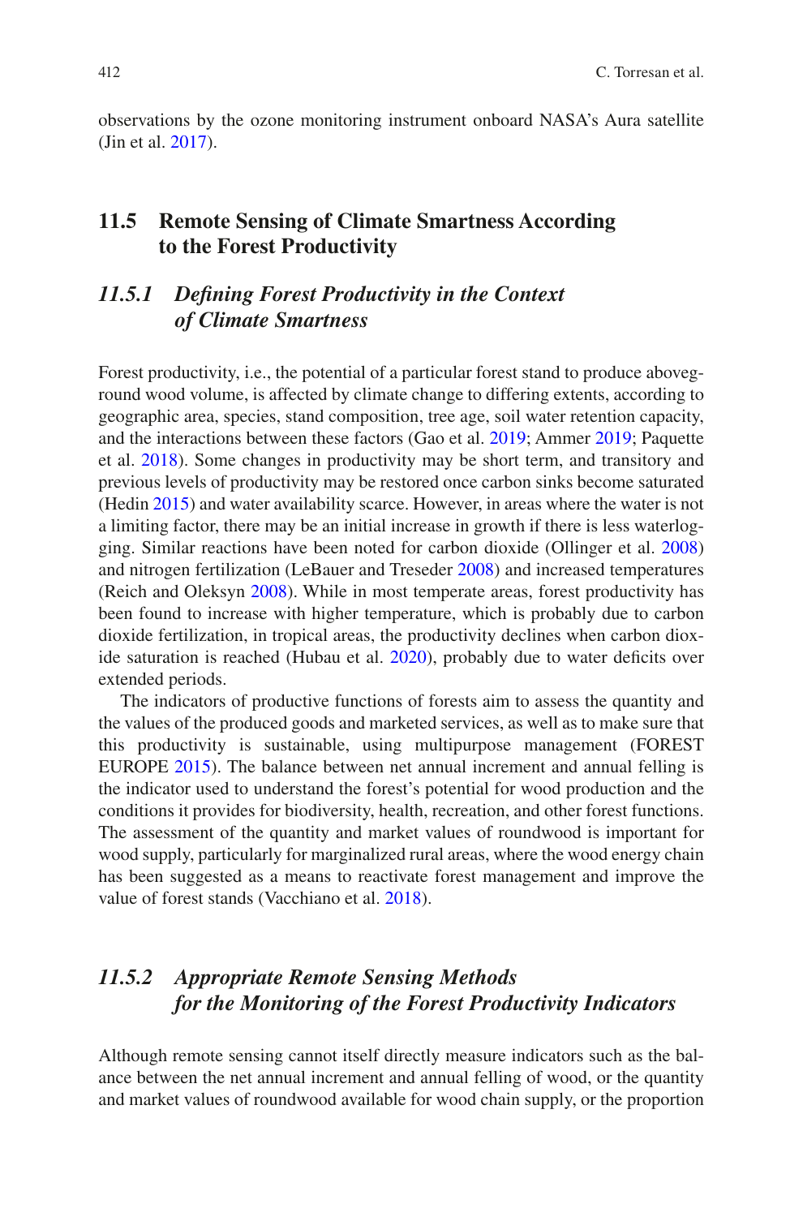observations by the ozone monitoring instrument onboard NASA's Aura satellite (Jin et al. 2017).

## 11.5 Remote Sensing of Climate Smartness According to the Forest Productivity

### *11.5.1 Defining Forest Productivity in the Context of Climate Smartness*

Forest productivity, i.e., the potential of a particular forest stand to produce aboveground wood volume, is affected by climate change to differing extents, according to geographic area, species, stand composition, tree age, soil water retention capacity, and the interactions between these factors (Gao et al. 2019; Ammer 2019; Paquette et al. 2018). Some changes in productivity may be short term, and transitory and previous levels of productivity may be restored once carbon sinks become saturated (Hedin 2015) and water availability scarce. However, in areas where the water is not a limiting factor, there may be an initial increase in growth if there is less waterlogging. Similar reactions have been noted for carbon dioxide (Ollinger et al. 2008) and nitrogen fertilization (LeBauer and Treseder 2008) and increased temperatures (Reich and Oleksyn 2008). While in most temperate areas, forest productivity has been found to increase with higher temperature, which is probably due to carbon dioxide fertilization, in tropical areas, the productivity declines when carbon dioxide saturation is reached (Hubau et al. 2020), probably due to water deficits over extended periods.

The indicators of productive functions of forests aim to assess the quantity and the values of the produced goods and marketed services, as well as to make sure that this productivity is sustainable, using multipurpose management (FOREST EUROPE 2015). The balance between net annual increment and annual felling is the indicator used to understand the forest's potential for wood production and the conditions it provides for biodiversity, health, recreation, and other forest functions. The assessment of the quantity and market values of roundwood is important for wood supply, particularly for marginalized rural areas, where the wood energy chain has been suggested as a means to reactivate forest management and improve the value of forest stands (Vacchiano et al. 2018).

### *11.5.2 Appropriate Remote Sensing Methods for the Monitoring of the Forest Productivity Indicators*

Although remote sensing cannot itself directly measure indicators such as the balance between the net annual increment and annual felling of wood, or the quantity and market values of roundwood available for wood chain supply, or the proportion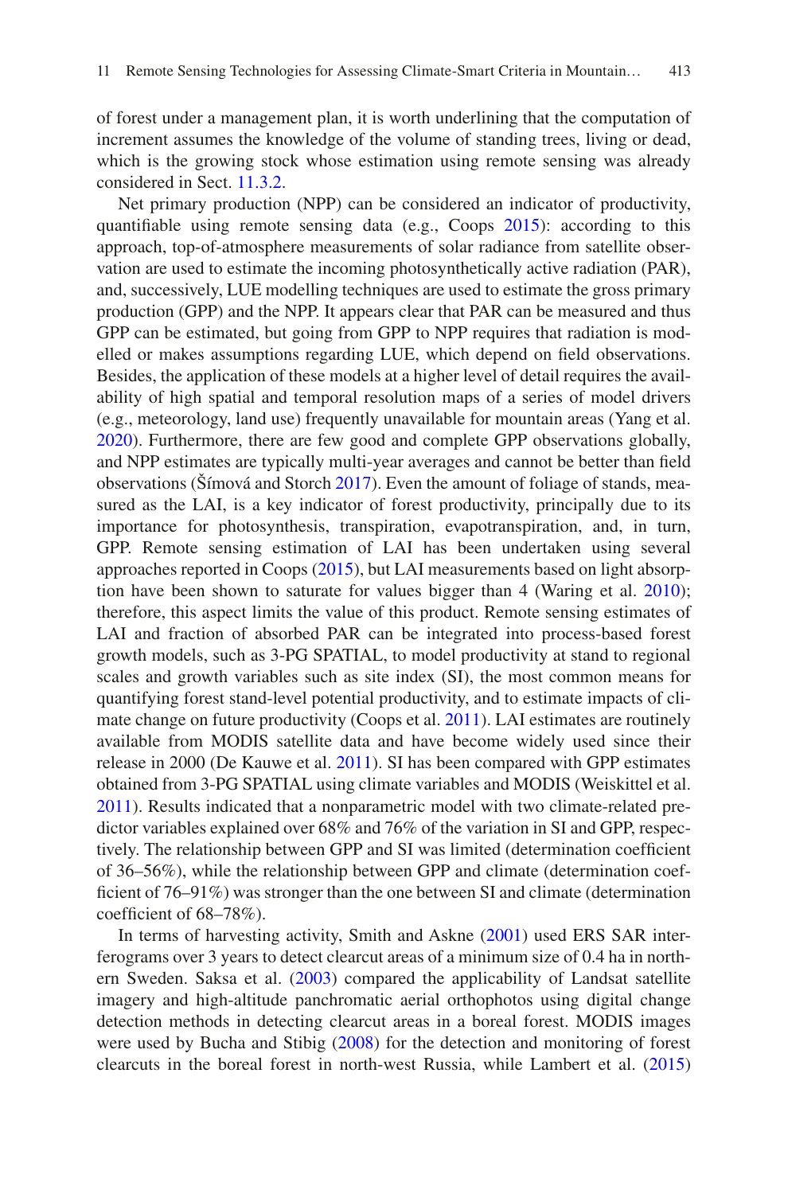of forest under a management plan, it is worth underlining that the computation of increment assumes the knowledge of the volume of standing trees, living or dead, which is the growing stock whose estimation using remote sensing was already considered in Sect. 11.3.2.

Net primary production (NPP) can be considered an indicator of productivity, quantifiable using remote sensing data (e.g., Coops 2015): according to this approach, top-of-atmosphere measurements of solar radiance from satellite observation are used to estimate the incoming photosynthetically active radiation (PAR), and, successively, LUE modelling techniques are used to estimate the gross primary production (GPP) and the NPP. It appears clear that PAR can be measured and thus GPP can be estimated, but going from GPP to NPP requires that radiation is modelled or makes assumptions regarding LUE, which depend on field observations. Besides, the application of these models at a higher level of detail requires the availability of high spatial and temporal resolution maps of a series of model drivers (e.g., meteorology, land use) frequently unavailable for mountain areas (Yang et al. 2020). Furthermore, there are few good and complete GPP observations globally, and NPP estimates are typically multi-year averages and cannot be better than field observations (Šímová and Storch 2017). Even the amount of foliage of stands, measured as the LAI, is a key indicator of forest productivity, principally due to its importance for photosynthesis, transpiration, evapotranspiration, and, in turn, GPP. Remote sensing estimation of LAI has been undertaken using several approaches reported in Coops (2015), but LAI measurements based on light absorption have been shown to saturate for values bigger than 4 (Waring et al. 2010); therefore, this aspect limits the value of this product. Remote sensing estimates of LAI and fraction of absorbed PAR can be integrated into process-based forest growth models, such as 3-PG SPATIAL, to model productivity at stand to regional scales and growth variables such as site index (SI), the most common means for quantifying forest stand-level potential productivity, and to estimate impacts of climate change on future productivity (Coops et al. 2011). LAI estimates are routinely available from MODIS satellite data and have become widely used since their release in 2000 (De Kauwe et al. 2011). SI has been compared with GPP estimates obtained from 3-PG SPATIAL using climate variables and MODIS (Weiskittel et al. 2011). Results indicated that a nonparametric model with two climate-related predictor variables explained over 68% and 76% of the variation in SI and GPP, respectively. The relationship between GPP and SI was limited (determination coefficient of 36–56%), while the relationship between GPP and climate (determination coefficient of 76–91%) was stronger than the one between SI and climate (determination coefficient of 68–78%).

In terms of harvesting activity, Smith and Askne (2001) used ERS SAR interferograms over 3 years to detect clearcut areas of a minimum size of 0.4 ha in northern Sweden. Saksa et al. (2003) compared the applicability of Landsat satellite imagery and high-altitude panchromatic aerial orthophotos using digital change detection methods in detecting clearcut areas in a boreal forest. MODIS images were used by Bucha and Stibig (2008) for the detection and monitoring of forest clearcuts in the boreal forest in north-west Russia, while Lambert et al. (2015)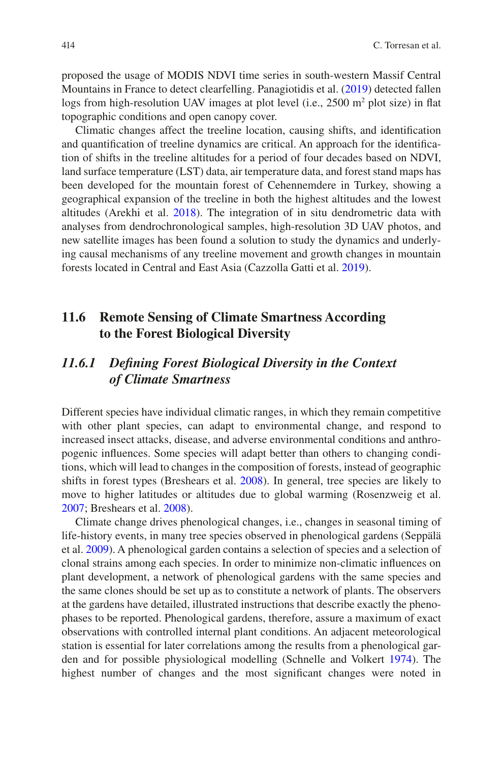proposed the usage of MODIS NDVI time series in south-western Massif Central Mountains in France to detect clearfelling. Panagiotidis et al. (2019) detected fallen logs from high-resolution UAV images at plot level (i.e., 2500 $m^2$ plot size) in flat topographic conditions and open canopy cover.

Climatic changes affect the treeline location, causing shifts, and identification and quantification of treeline dynamics are critical. An approach for the identification of shifts in the treeline altitudes for a period of four decades based on NDVI, land surface temperature (LST) data, air temperature data, and forest stand maps has been developed for the mountain forest of Cehennemdere in Turkey, showing a geographical expansion of the treeline in both the highest altitudes and the lowest altitudes (Arekhi et al. 2018). The integration of in situ dendrometric data with analyses from dendrochronological samples, high-resolution 3D UAV photos, and new satellite images has been found a solution to study the dynamics and underlying causal mechanisms of any treeline movement and growth changes in mountain forests located in Central and East Asia (Cazzolla Gatti et al. 2019).

## 11.6 Remote Sensing of Climate Smartness According to the Forest Biological Diversity

### *11.6.1 Defining Forest Biological Diversity in the Context of Climate Smartness*

Different species have individual climatic ranges, in which they remain competitive with other plant species, can adapt to environmental change, and respond to increased insect attacks, disease, and adverse environmental conditions and anthropogenic influences. Some species will adapt better than others to changing conditions, which will lead to changes in the composition of forests, instead of geographic shifts in forest types (Breshears et al. 2008). In general, tree species are likely to move to higher latitudes or altitudes due to global warming (Rosenzweig et al. 2007; Breshears et al. 2008).

Climate change drives phenological changes, i.e., changes in seasonal timing of life-history events, in many tree species observed in phenological gardens (Seppälä et al. 2009). A phenological garden contains a selection of species and a selection of clonal strains among each species. In order to minimize non-climatic influences on plant development, a network of phenological gardens with the same species and the same clones should be set up as to constitute a network of plants. The observers at the gardens have detailed, illustrated instructions that describe exactly the phenophases to be reported. Phenological gardens, therefore, assure a maximum of exact observations with controlled internal plant conditions. An adjacent meteorological station is essential for later correlations among the results from a phenological garden and for possible physiological modelling (Schnelle and Volkert 1974). The highest number of changes and the most significant changes were noted in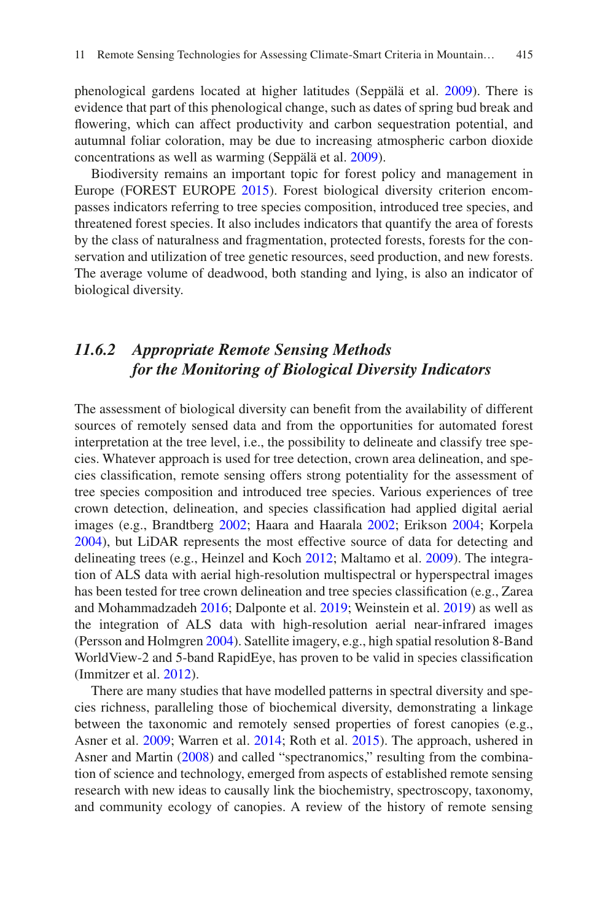phenological gardens located at higher latitudes (Seppälä et al. 2009). There is evidence that part of this phenological change, such as dates of spring bud break and flowering, which can affect productivity and carbon sequestration potential, and autumnal foliar coloration, may be due to increasing atmospheric carbon dioxide concentrations as well as warming (Seppälä et al. 2009).

Biodiversity remains an important topic for forest policy and management in Europe (FOREST EUROPE 2015). Forest biological diversity criterion encompasses indicators referring to tree species composition, introduced tree species, and threatened forest species. It also includes indicators that quantify the area of forests by the class of naturalness and fragmentation, protected forests, forests for the conservation and utilization of tree genetic resources, seed production, and new forests. The average volume of deadwood, both standing and lying, is also an indicator of biological diversity.

### *11.6.2 Appropriate Remote Sensing Methods for the Monitoring of Biological Diversity Indicators*

The assessment of biological diversity can benefit from the availability of different sources of remotely sensed data and from the opportunities for automated forest interpretation at the tree level, i.e., the possibility to delineate and classify tree species. Whatever approach is used for tree detection, crown area delineation, and species classification, remote sensing offers strong potentiality for the assessment of tree species composition and introduced tree species. Various experiences of tree crown detection, delineation, and species classification had applied digital aerial images (e.g., Brandtberg 2002; Haara and Haarala 2002; Erikson 2004; Korpela 2004), but LiDAR represents the most effective source of data for detecting and delineating trees (e.g., Heinzel and Koch 2012; Maltamo et al. 2009). The integration of ALS data with aerial high-resolution multispectral or hyperspectral images has been tested for tree crown delineation and tree species classification (e.g., Zarea and Mohammadzadeh 2016; Dalponte et al. 2019; Weinstein et al. 2019) as well as the integration of ALS data with high-resolution aerial near-infrared images (Persson and Holmgren 2004). Satellite imagery, e.g., high spatial resolution 8-Band WorldView-2 and 5-band RapidEye, has proven to be valid in species classification (Immitzer et al. 2012).

There are many studies that have modelled patterns in spectral diversity and species richness, paralleling those of biochemical diversity, demonstrating a linkage between the taxonomic and remotely sensed properties of forest canopies (e.g., Asner et al. 2009; Warren et al. 2014; Roth et al. 2015). The approach, ushered in Asner and Martin (2008) and called "spectranomics," resulting from the combination of science and technology, emerged from aspects of established remote sensing research with new ideas to causally link the biochemistry, spectroscopy, taxonomy, and community ecology of canopies. A review of the history of remote sensing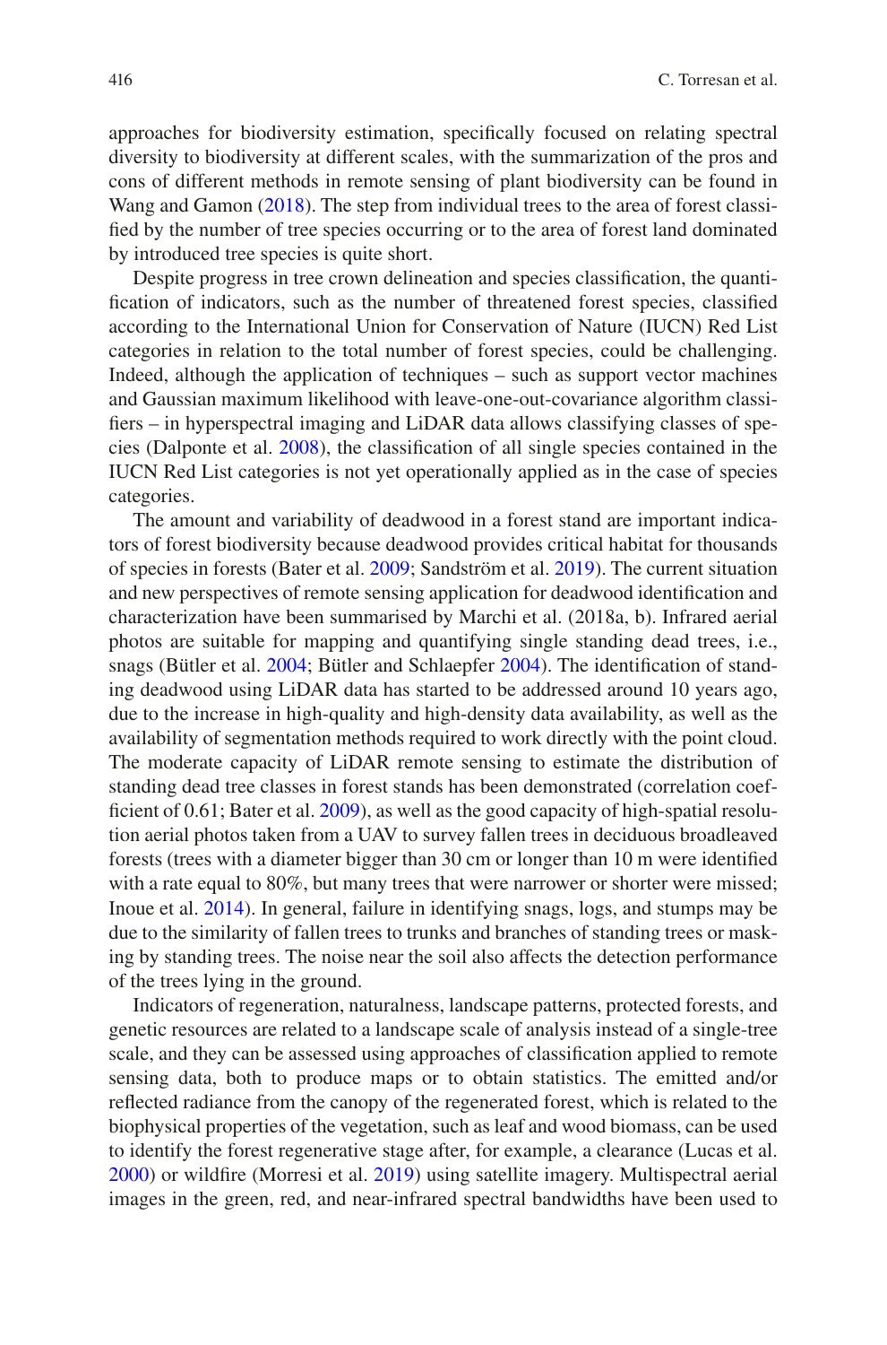approaches for biodiversity estimation, specifically focused on relating spectral diversity to biodiversity at different scales, with the summarization of the pros and cons of different methods in remote sensing of plant biodiversity can be found in Wang and Gamon (2018). The step from individual trees to the area of forest classified by the number of tree species occurring or to the area of forest land dominated by introduced tree species is quite short.

Despite progress in tree crown delineation and species classification, the quantification of indicators, such as the number of threatened forest species, classified according to the International Union for Conservation of Nature (IUCN) Red List categories in relation to the total number of forest species, could be challenging. Indeed, although the application of techniques – such as support vector machines and Gaussian maximum likelihood with leave-one-out-covariance algorithm classifiers – in hyperspectral imaging and LiDAR data allows classifying classes of species (Dalponte et al. 2008), the classification of all single species contained in the IUCN Red List categories is not yet operationally applied as in the case of species categories.

The amount and variability of deadwood in a forest stand are important indicators of forest biodiversity because deadwood provides critical habitat for thousands of species in forests (Bater et al. 2009; Sandström et al. 2019). The current situation and new perspectives of remote sensing application for deadwood identification and characterization have been summarised by Marchi et al. (2018a, b). Infrared aerial photos are suitable for mapping and quantifying single standing dead trees, i.e., snags (Bütler et al. 2004; Bütler and Schlaepfer 2004). The identification of standing deadwood using LiDAR data has started to be addressed around 10 years ago, due to the increase in high-quality and high-density data availability, as well as the availability of segmentation methods required to work directly with the point cloud. The moderate capacity of LiDAR remote sensing to estimate the distribution of standing dead tree classes in forest stands has been demonstrated (correlation coefficient of 0.61; Bater et al. 2009), as well as the good capacity of high-spatial resolution aerial photos taken from a UAV to survey fallen trees in deciduous broadleaved forests (trees with a diameter bigger than 30 cm or longer than 10 m were identified with a rate equal to 80%, but many trees that were narrower or shorter were missed; Inoue et al. 2014). In general, failure in identifying snags, logs, and stumps may be due to the similarity of fallen trees to trunks and branches of standing trees or masking by standing trees. The noise near the soil also affects the detection performance of the trees lying in the ground.

Indicators of regeneration, naturalness, landscape patterns, protected forests, and genetic resources are related to a landscape scale of analysis instead of a single-tree scale, and they can be assessed using approaches of classification applied to remote sensing data, both to produce maps or to obtain statistics. The emitted and/or reflected radiance from the canopy of the regenerated forest, which is related to the biophysical properties of the vegetation, such as leaf and wood biomass, can be used to identify the forest regenerative stage after, for example, a clearance (Lucas et al. 2000) or wildfire (Morresi et al. 2019) using satellite imagery. Multispectral aerial images in the green, red, and near-infrared spectral bandwidths have been used to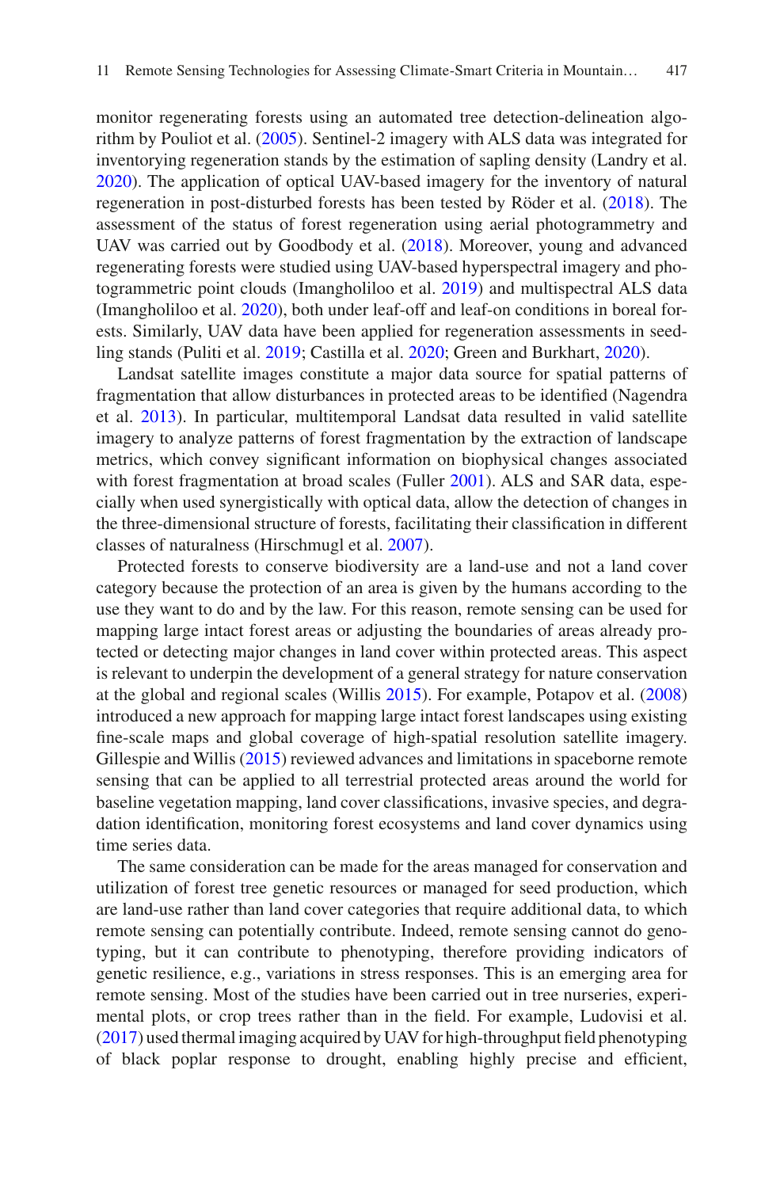monitor regenerating forests using an automated tree detection-delineation algorithm by Pouliot et al. (2005). Sentinel-2 imagery with ALS data was integrated for inventorying regeneration stands by the estimation of sapling density (Landry et al. 2020). The application of optical UAV-based imagery for the inventory of natural regeneration in post-disturbed forests has been tested by Röder et al. (2018). The assessment of the status of forest regeneration using aerial photogrammetry and UAV was carried out by Goodbody et al. (2018). Moreover, young and advanced regenerating forests were studied using UAV-based hyperspectral imagery and photogrammetric point clouds (Imangholiloo et al. 2019) and multispectral ALS data (Imangholiloo et al. 2020), both under leaf-off and leaf-on conditions in boreal forests. Similarly, UAV data have been applied for regeneration assessments in seedling stands (Puliti et al. 2019; Castilla et al. 2020; Green and Burkhart, 2020).

Landsat satellite images constitute a major data source for spatial patterns of fragmentation that allow disturbances in protected areas to be identified (Nagendra et al. 2013). In particular, multitemporal Landsat data resulted in valid satellite imagery to analyze patterns of forest fragmentation by the extraction of landscape metrics, which convey significant information on biophysical changes associated with forest fragmentation at broad scales (Fuller 2001). ALS and SAR data, especially when used synergistically with optical data, allow the detection of changes in the three-dimensional structure of forests, facilitating their classification in different classes of naturalness (Hirschmugl et al. 2007).

Protected forests to conserve biodiversity are a land-use and not a land cover category because the protection of an area is given by the humans according to the use they want to do and by the law. For this reason, remote sensing can be used for mapping large intact forest areas or adjusting the boundaries of areas already protected or detecting major changes in land cover within protected areas. This aspect is relevant to underpin the development of a general strategy for nature conservation at the global and regional scales (Willis 2015). For example, Potapov et al. (2008) introduced a new approach for mapping large intact forest landscapes using existing fine-scale maps and global coverage of high-spatial resolution satellite imagery. Gillespie and Willis (2015) reviewed advances and limitations in spaceborne remote sensing that can be applied to all terrestrial protected areas around the world for baseline vegetation mapping, land cover classifications, invasive species, and degradation identification, monitoring forest ecosystems and land cover dynamics using time series data.

The same consideration can be made for the areas managed for conservation and utilization of forest tree genetic resources or managed for seed production, which are land-use rather than land cover categories that require additional data, to which remote sensing can potentially contribute. Indeed, remote sensing cannot do genotyping, but it can contribute to phenotyping, therefore providing indicators of genetic resilience, e.g., variations in stress responses. This is an emerging area for remote sensing. Most of the studies have been carried out in tree nurseries, experimental plots, or crop trees rather than in the field. For example, Ludovisi et al. (2017) used thermal imaging acquired by UAV for high-throughput field phenotyping of black poplar response to drought, enabling highly precise and efficient,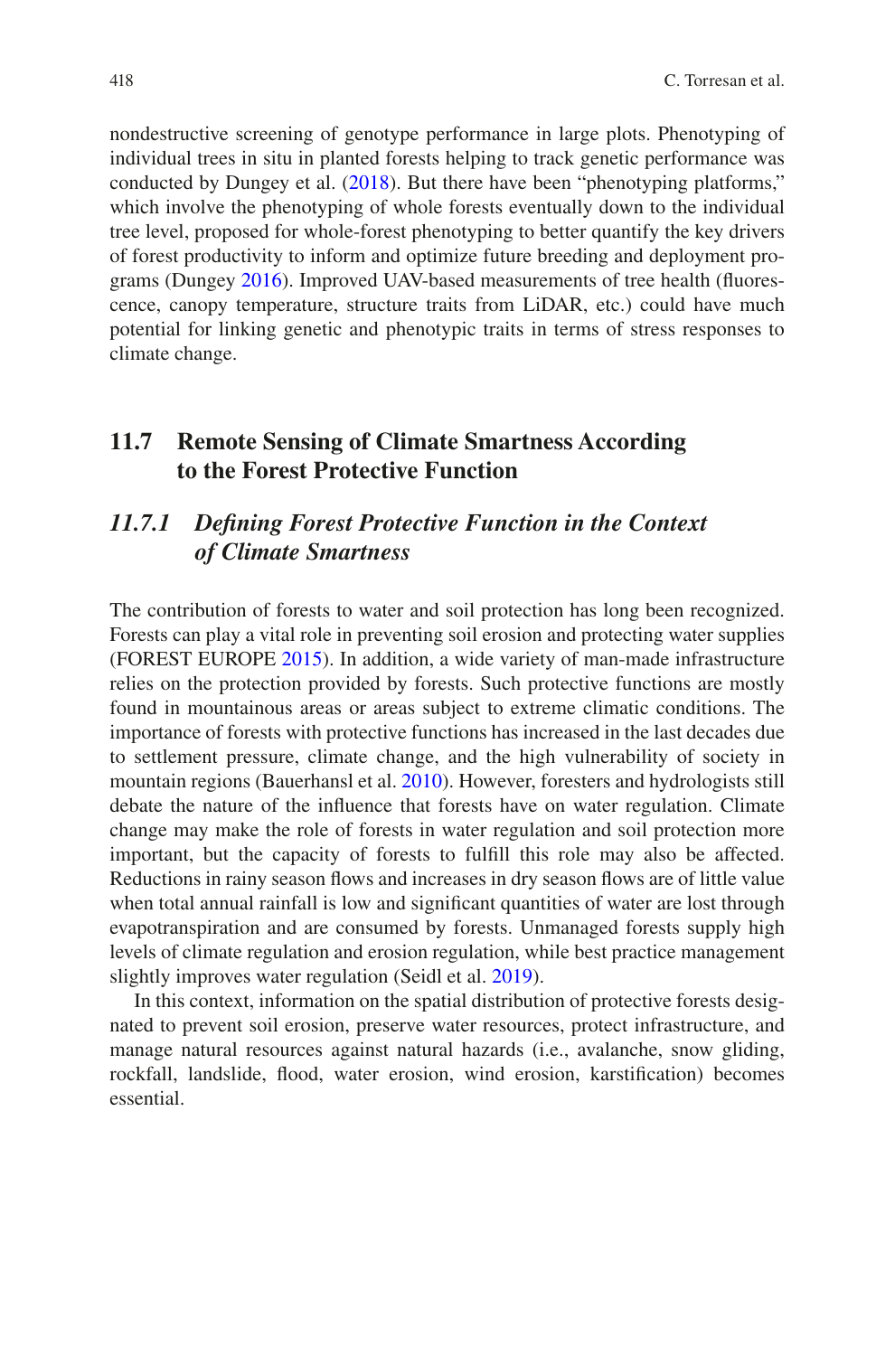nondestructive screening of genotype performance in large plots. Phenotyping of individual trees in situ in planted forests helping to track genetic performance was conducted by Dungey et al. (2018). But there have been "phenotyping platforms," which involve the phenotyping of whole forests eventually down to the individual tree level, proposed for whole-forest phenotyping to better quantify the key drivers of forest productivity to inform and optimize future breeding and deployment programs (Dungey 2016). Improved UAV-based measurements of tree health (fluorescence, canopy temperature, structure traits from LiDAR, etc.) could have much potential for linking genetic and phenotypic traits in terms of stress responses to climate change.

## 11.7 Remote Sensing of Climate Smartness According to the Forest Protective Function

### *11.7.1 Defining Forest Protective Function in the Context of Climate Smartness*

The contribution of forests to water and soil protection has long been recognized. Forests can play a vital role in preventing soil erosion and protecting water supplies (FOREST EUROPE 2015). In addition, a wide variety of man-made infrastructure relies on the protection provided by forests. Such protective functions are mostly found in mountainous areas or areas subject to extreme climatic conditions. The importance of forests with protective functions has increased in the last decades due to settlement pressure, climate change, and the high vulnerability of society in mountain regions (Bauerhansl et al. 2010). However, foresters and hydrologists still debate the nature of the influence that forests have on water regulation. Climate change may make the role of forests in water regulation and soil protection more important, but the capacity of forests to fulfill this role may also be affected. Reductions in rainy season flows and increases in dry season flows are of little value when total annual rainfall is low and significant quantities of water are lost through evapotranspiration and are consumed by forests. Unmanaged forests supply high levels of climate regulation and erosion regulation, while best practice management slightly improves water regulation (Seidl et al. 2019).

In this context, information on the spatial distribution of protective forests designated to prevent soil erosion, preserve water resources, protect infrastructure, and manage natural resources against natural hazards (i.e., avalanche, snow gliding, rockfall, landslide, flood, water erosion, wind erosion, karstification) becomes essential.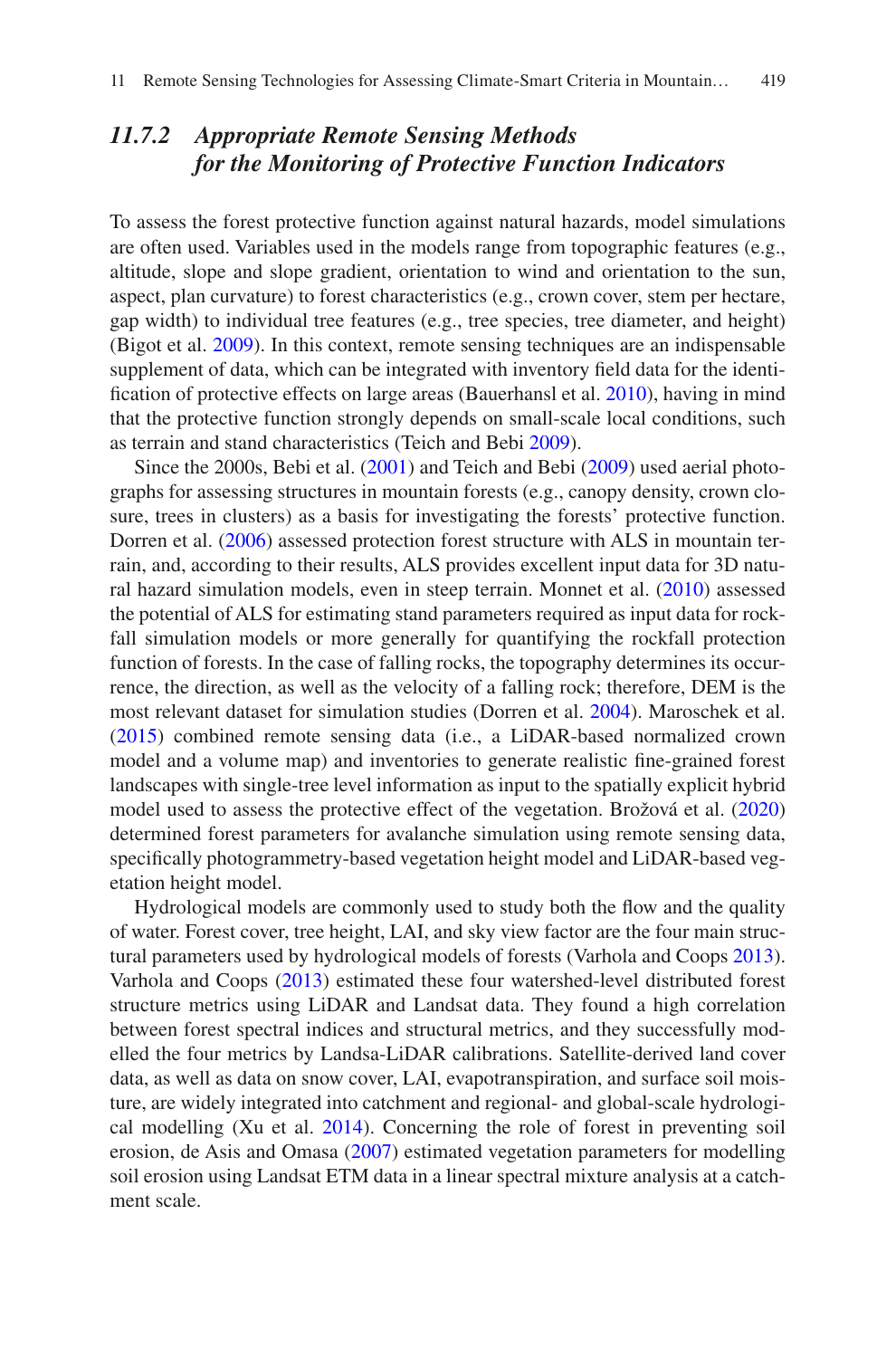### 11.7.2 *Appropriate Remote Sensing Methods for the Monitoring of Protective Function Indicators*

To assess the forest protective function against natural hazards, model simulations are often used. Variables used in the models range from topographic features (e.g., altitude, slope and slope gradient, orientation to wind and orientation to the sun, aspect, plan curvature) to forest characteristics (e.g., crown cover, stem per hectare, gap width) to individual tree features (e.g., tree species, tree diameter, and height) (Bigot et al. 2009). In this context, remote sensing techniques are an indispensable supplement of data, which can be integrated with inventory field data for the identification of protective effects on large areas (Bauerhansl et al. 2010), having in mind that the protective function strongly depends on small-scale local conditions, such as terrain and stand characteristics (Teich and Bebi 2009).

Since the 2000s, Bebi et al. (2001) and Teich and Bebi (2009) used aerial photographs for assessing structures in mountain forests (e.g., canopy density, crown closure, trees in clusters) as a basis for investigating the forests' protective function. Dorren et al. (2006) assessed protection forest structure with ALS in mountain terrain, and, according to their results, ALS provides excellent input data for 3D natural hazard simulation models, even in steep terrain. Monnet et al. (2010) assessed the potential of ALS for estimating stand parameters required as input data for rockfall simulation models or more generally for quantifying the rockfall protection function of forests. In the case of falling rocks, the topography determines its occurrence, the direction, as well as the velocity of a falling rock; therefore, DEM is the most relevant dataset for simulation studies (Dorren et al. 2004). Maroschek et al. (2015) combined remote sensing data (i.e., a LiDAR-based normalized crown model and a volume map) and inventories to generate realistic fine-grained forest landscapes with single-tree level information as input to the spatially explicit hybrid model used to assess the protective effect of the vegetation. Brožová et al. (2020) determined forest parameters for avalanche simulation using remote sensing data, specifically photogrammetry-based vegetation height model and LiDAR-based vegetation height model.

Hydrological models are commonly used to study both the flow and the quality of water. Forest cover, tree height, LAI, and sky view factor are the four main structural parameters used by hydrological models of forests (Varhola and Coops 2013). Varhola and Coops (2013) estimated these four watershed-level distributed forest structure metrics using LiDAR and Landsat data. They found a high correlation between forest spectral indices and structural metrics, and they successfully modelled the four metrics by Landsa-LiDAR calibrations. Satellite-derived land cover data, as well as data on snow cover, LAI, evapotranspiration, and surface soil moisture, are widely integrated into catchment and regional- and global-scale hydrological modelling (Xu et al. 2014). Concerning the role of forest in preventing soil erosion, de Asis and Omasa (2007) estimated vegetation parameters for modelling soil erosion using Landsat ETM data in a linear spectral mixture analysis at a catchment scale.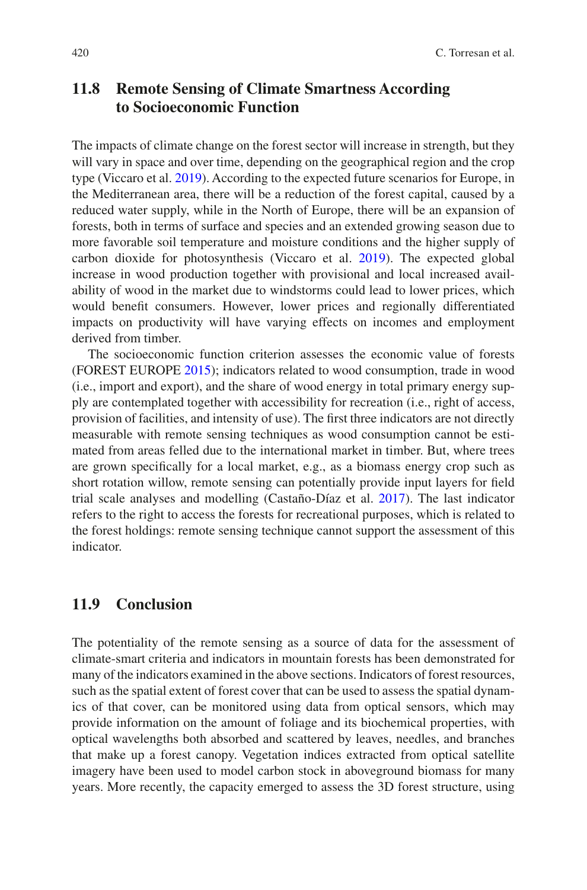## 11.8 Remote Sensing of Climate Smartness According to Socioeconomic Function

The impacts of climate change on the forest sector will increase in strength, but they will vary in space and over time, depending on the geographical region and the crop type (Viccaro et al. 2019). According to the expected future scenarios for Europe, in the Mediterranean area, there will be a reduction of the forest capital, caused by a reduced water supply, while in the North of Europe, there will be an expansion of forests, both in terms of surface and species and an extended growing season due to more favorable soil temperature and moisture conditions and the higher supply of carbon dioxide for photosynthesis (Viccaro et al. 2019). The expected global increase in wood production together with provisional and local increased availability of wood in the market due to windstorms could lead to lower prices, which would benefit consumers. However, lower prices and regionally differentiated impacts on productivity will have varying effects on incomes and employment derived from timber.

The socioeconomic function criterion assesses the economic value of forests (FOREST EUROPE 2015); indicators related to wood consumption, trade in wood (i.e., import and export), and the share of wood energy in total primary energy supply are contemplated together with accessibility for recreation (i.e., right of access, provision of facilities, and intensity of use). The first three indicators are not directly measurable with remote sensing techniques as wood consumption cannot be estimated from areas felled due to the international market in timber. But, where trees are grown specifically for a local market, e.g., as a biomass energy crop such as short rotation willow, remote sensing can potentially provide input layers for field trial scale analyses and modelling (Castaño-Díaz et al. 2017). The last indicator refers to the right to access the forests for recreational purposes, which is related to the forest holdings: remote sensing technique cannot support the assessment of this indicator.

## 11.9 Conclusion

The potentiality of the remote sensing as a source of data for the assessment of climate-smart criteria and indicators in mountain forests has been demonstrated for many of the indicators examined in the above sections. Indicators of forest resources, such as the spatial extent of forest cover that can be used to assess the spatial dynamics of that cover, can be monitored using data from optical sensors, which may provide information on the amount of foliage and its biochemical properties, with optical wavelengths both absorbed and scattered by leaves, needles, and branches that make up a forest canopy. Vegetation indices extracted from optical satellite imagery have been used to model carbon stock in aboveground biomass for many years. More recently, the capacity emerged to assess the 3D forest structure, using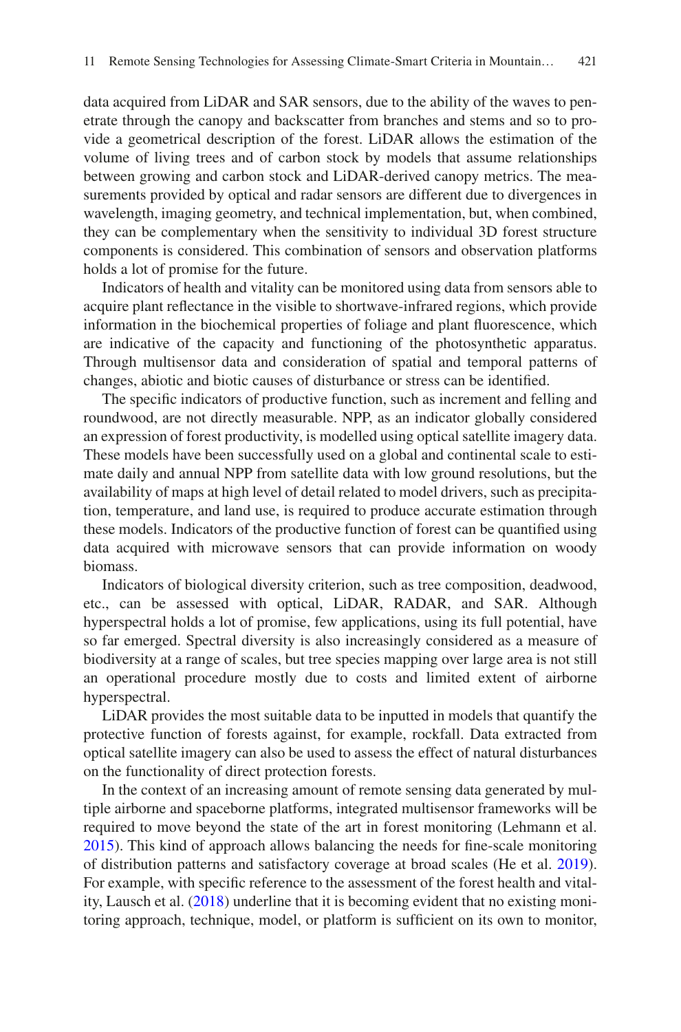data acquired from LiDAR and SAR sensors, due to the ability of the waves to penetrate through the canopy and backscatter from branches and stems and so to provide a geometrical description of the forest. LiDAR allows the estimation of the volume of living trees and of carbon stock by models that assume relationships between growing and carbon stock and LiDAR-derived canopy metrics. The measurements provided by optical and radar sensors are different due to divergences in wavelength, imaging geometry, and technical implementation, but, when combined, they can be complementary when the sensitivity to individual 3D forest structure components is considered. This combination of sensors and observation platforms holds a lot of promise for the future.

Indicators of health and vitality can be monitored using data from sensors able to acquire plant reflectance in the visible to shortwave-infrared regions, which provide information in the biochemical properties of foliage and plant fluorescence, which are indicative of the capacity and functioning of the photosynthetic apparatus. Through multisensor data and consideration of spatial and temporal patterns of changes, abiotic and biotic causes of disturbance or stress can be identified.

The specific indicators of productive function, such as increment and felling and roundwood, are not directly measurable. NPP, as an indicator globally considered an expression of forest productivity, is modelled using optical satellite imagery data. These models have been successfully used on a global and continental scale to estimate daily and annual NPP from satellite data with low ground resolutions, but the availability of maps at high level of detail related to model drivers, such as precipitation, temperature, and land use, is required to produce accurate estimation through these models. Indicators of the productive function of forest can be quantified using data acquired with microwave sensors that can provide information on woody biomass.

Indicators of biological diversity criterion, such as tree composition, deadwood, etc., can be assessed with optical, LiDAR, RADAR, and SAR. Although hyperspectral holds a lot of promise, few applications, using its full potential, have so far emerged. Spectral diversity is also increasingly considered as a measure of biodiversity at a range of scales, but tree species mapping over large area is not still an operational procedure mostly due to costs and limited extent of airborne hyperspectral.

LiDAR provides the most suitable data to be inputted in models that quantify the protective function of forests against, for example, rockfall. Data extracted from optical satellite imagery can also be used to assess the effect of natural disturbances on the functionality of direct protection forests.

In the context of an increasing amount of remote sensing data generated by multiple airborne and spaceborne platforms, integrated multisensor frameworks will be required to move beyond the state of the art in forest monitoring (Lehmann et al. 2015). This kind of approach allows balancing the needs for fine-scale monitoring of distribution patterns and satisfactory coverage at broad scales (He et al. 2019). For example, with specific reference to the assessment of the forest health and vitality, Lausch et al. (2018) underline that it is becoming evident that no existing monitoring approach, technique, model, or platform is sufficient on its own to monitor,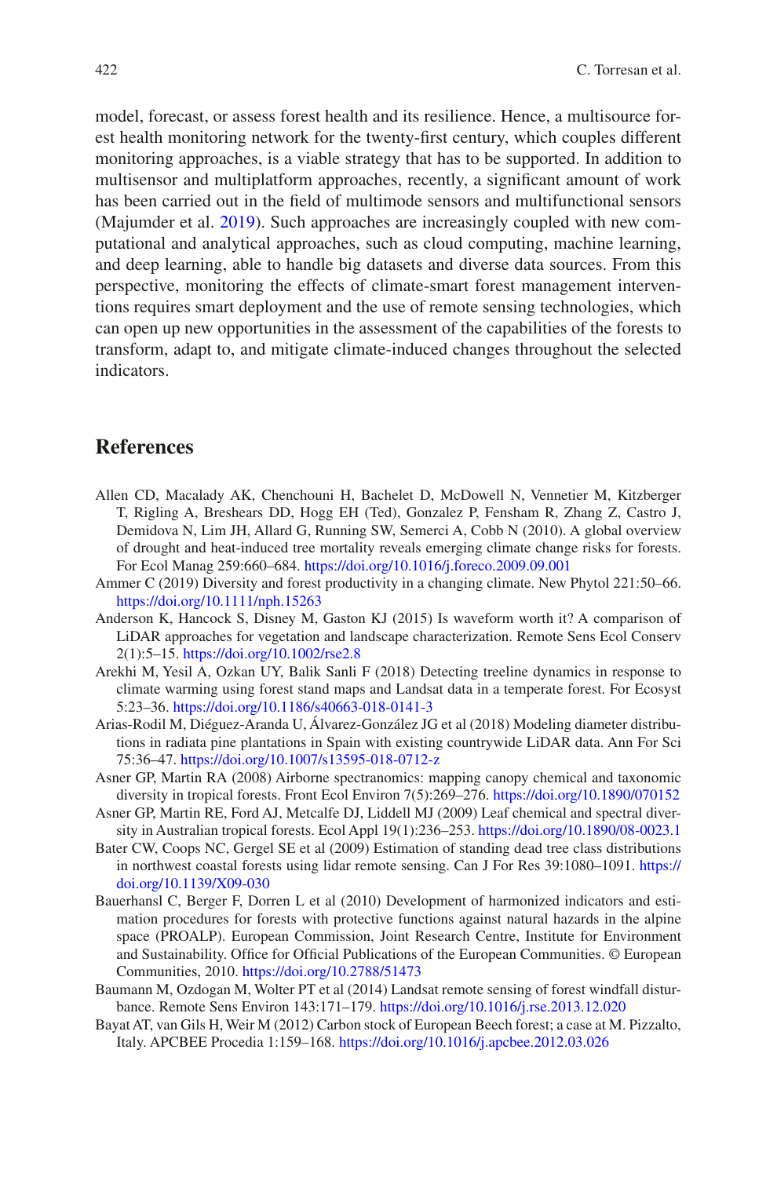model, forecast, or assess forest health and its resilience. Hence, a multisource forest health monitoring network for the twenty-first century, which couples different monitoring approaches, is a viable strategy that has to be supported. In addition to multisensor and multiplatform approaches, recently, a significant amount of work has been carried out in the field of multimode sensors and multifunctional sensors (Majumder et al. 2019). Such approaches are increasingly coupled with new computational and analytical approaches, such as cloud computing, machine learning, and deep learning, able to handle big datasets and diverse data sources. From this perspective, monitoring the effects of climate-smart forest management interventions requires smart deployment and the use of remote sensing technologies, which can open up new opportunities in the assessment of the capabilities of the forests to transform, adapt to, and mitigate climate-induced changes throughout the selected indicators.

## References

Allen CD, Macalady AK, Chenchouni H, Bachelet D, McDowell N, Vennetier M, Kitzberger T, Rigling A, Breshears DD, Hogg EH (Ted), Gonzalez P, Fensham R, Zhang Z, Castro J, Demidova N, Lim JH, Allard G, Running SW, Semerci A, Cobb N (2010). A global overview of drought and heat-induced tree mortality reveals emerging climate change risks for forests. For Ecol Manag 259:660–684. https://doi.org/10.1016/j.foreco.2009.09.001

Ammer C (2019) Diversity and forest productivity in a changing climate. New Phytol 221:50–66. https://doi.org/10.1111/nph.15263

Anderson K, Hancock S, Disney M, Gaston KJ (2015) Is waveform worth it? A comparison of LiDAR approaches for vegetation and landscape characterization. Remote Sens Ecol Conserv 2(1):5–15. https://doi.org/10.1002/rse2.8

Arekhi M, Yesil A, Ozkan UY, Balik Sanli F (2018) Detecting treeline dynamics in response to climate warming using forest stand maps and Landsat data in a temperate forest. For Ecosyst 5:23–36. https://doi.org/10.1186/s40663-018-0141-3

Arias-Rodil M, Diéguez-Aranda U, Álvarez-González JG et al (2018) Modeling diameter distributions in radiata pine plantations in Spain with existing countrywide LiDAR data. Ann For Sci 75:36–47. https://doi.org/10.1007/s13595-018-0712-z

Asner GP, Martin RA (2008) Airborne spectranomics: mapping canopy chemical and taxonomic diversity in tropical forests. Front Ecol Environ 7(5):269–276. https://doi.org/10.1890/070152

Asner GP, Martin RE, Ford AJ, Metcalfe DJ, Liddell MJ (2009) Leaf chemical and spectral diversity in Australian tropical forests. Ecol Appl 19(1):236–253. https://doi.org/10.1890/08-0023.1

Bater CW, Coops NC, Gergel SE et al (2009) Estimation of standing dead tree class distributions in northwest coastal forests using lidar remote sensing. Can J For Res 39:1080–1091. https://doi.org/10.1139/X09-030

Bauerhansl C, Berger F, Dorren L et al (2010) Development of harmonized indicators and estimation procedures for forests with protective functions against natural hazards in the alpine space (PROALP). European Commission, Joint Research Centre, Institute for Environment and Sustainability. Office for Official Publications of the European Communities. © European Communities, 2010. https://doi.org/10.2788/51473

Baumann M, Ozdogan M, Wolter PT et al (2014) Landsat remote sensing of forest windfall disturbance. Remote Sens Environ 143:171–179. https://doi.org/10.1016/j.rse.2013.12.020

Bayat AT, van Gils H, Weir M (2012) Carbon stock of European Beech forest; a case at M. Pizzalto, Italy. APCBEE Procedia 1:159–168. https://doi.org/10.1016/j.apcbee.2012.03.026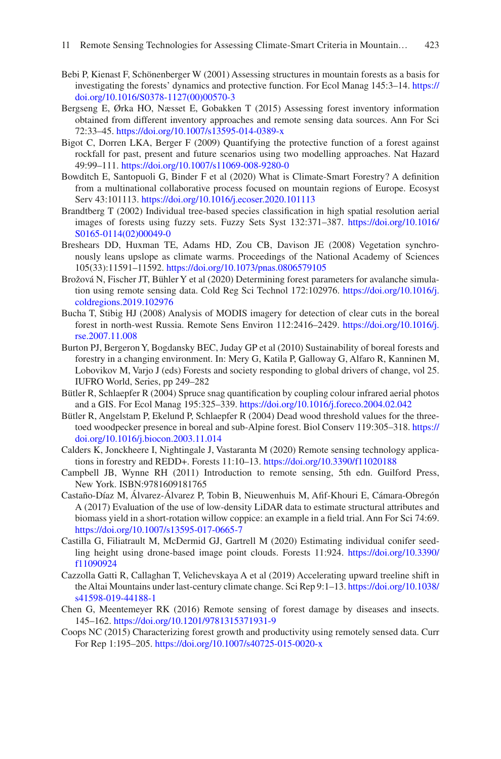Bebi P, Kienast F, Schönenberger W (2001) Assessing structures in mountain forests as a basis for investigating the forests' dynamics and protective function. For Ecol Manag 145:3–14. https://doi.org/10.1016/S0378-1127(00)00570-3

Bergseng E, Ørka HO, Næsset E, Gobakken T (2015) Assessing forest inventory information obtained from different inventory approaches and remote sensing data sources. Ann For Sci 72:33–45. https://doi.org/10.1007/s13595-014-0389-x

Bigot C, Dorren LKA, Berger F (2009) Quantifying the protective function of a forest against rockfall for past, present and future scenarios using two modelling approaches. Nat Hazard 49:99–111. https://doi.org/10.1007/s11069-008-9280-0

Bowditch E, Santopuoli G, Binder F et al (2020) What is Climate-Smart Forestry? A definition from a multinational collaborative process focused on mountain regions of Europe. Ecosyst Serv 43:101113. https://doi.org/10.1016/j.ecoser.2020.101113

Brandtberg T (2002) Individual tree-based species classification in high spatial resolution aerial images of forests using fuzzy sets. Fuzzy Sets Syst 132:371–387. https://doi.org/10.1016/S0165-0114(02)00049-0

Breshears DD, Huxman TE, Adams HD, Zou CB, Davison JE (2008) Vegetation synchronously leans upslope as climate warms. Proceedings of the National Academy of Sciences 105(33):11591–11592. https://doi.org/10.1073/pnas.0806579105

Brožová N, Fischer JT, Bühler Y et al (2020) Determining forest parameters for avalanche simulation using remote sensing data. Cold Reg Sci Technol 172:102976. https://doi.org/10.1016/j.coldregions.2019.102976

Bucha T, Stibig HJ (2008) Analysis of MODIS imagery for detection of clear cuts in the boreal forest in north-west Russia. Remote Sens Environ 112:2416–2429. https://doi.org/10.1016/j.rse.2007.11.008

Burton PJ, Bergeron Y, Bogdansky BEC, Juday GP et al (2010) Sustainability of boreal forests and forestry in a changing environment. In: Mery G, Katila P, Galloway G, Alfaro R, Kanninen M, Lobovikov M, Varjo J (eds) Forests and society responding to global drivers of change, vol 25. IUFRO World, Series, pp 249–282

Bütler R, Schlaepfer R (2004) Spruce snag quantification by coupling colour infrared aerial photos and a GIS. For Ecol Manag 195:325–339. https://doi.org/10.1016/j.foreco.2004.02.042

Bütler R, Angelstam P, Ekelund P, Schlaepfer R (2004) Dead wood threshold values for the three-toed woodpecker presence in boreal and sub-Alpine forest. Biol Conserv 119:305–318. https://doi.org/10.1016/j.biocon.2003.11.014

Calders K, Jonckheere I, Nightingale J, Vastaranta M (2020) Remote sensing technology applications in forestry and REDD+. Forests 11:10–13. https://doi.org/10.3390/f11020188

Campbell JB, Wynne RH (2011) Introduction to remote sensing, 5th edn. Guilford Press, New York. ISBN:9781609181765

Castaño-Díaz M, Álvarez-Álvarez P, Tobin B, Nieuwenhuis M, Afif-Khouri E, Cámara-Obregón A (2017) Evaluation of the use of low-density LiDAR data to estimate structural attributes and biomass yield in a short-rotation willow coppice: an example in a field trial. Ann For Sci 74:69. https://doi.org/10.1007/s13595-017-0665-7

Castilla G, Filiatrault M, McDermid GJ, Gartrell M (2020) Estimating individual conifer seedling height using drone-based image point clouds. Forests 11:924. https://doi.org/10.3390/f11090924

Cazzolla Gatti R, Callaghan T, Velichevskaya A et al (2019) Accelerating upward treeline shift in the Altai Mountains under last-century climate change. Sci Rep 9:1–13. https://doi.org/10.1038/s41598-019-44188-1

Chen G, Meentemeyer RK (2016) Remote sensing of forest damage by diseases and insects. 145–162. https://doi.org/10.1201/9781315371931-9

Coops NC (2015) Characterizing forest growth and productivity using remotely sensed data. Curr For Rep 1:195–205. https://doi.org/10.1007/s40725-015-0020-x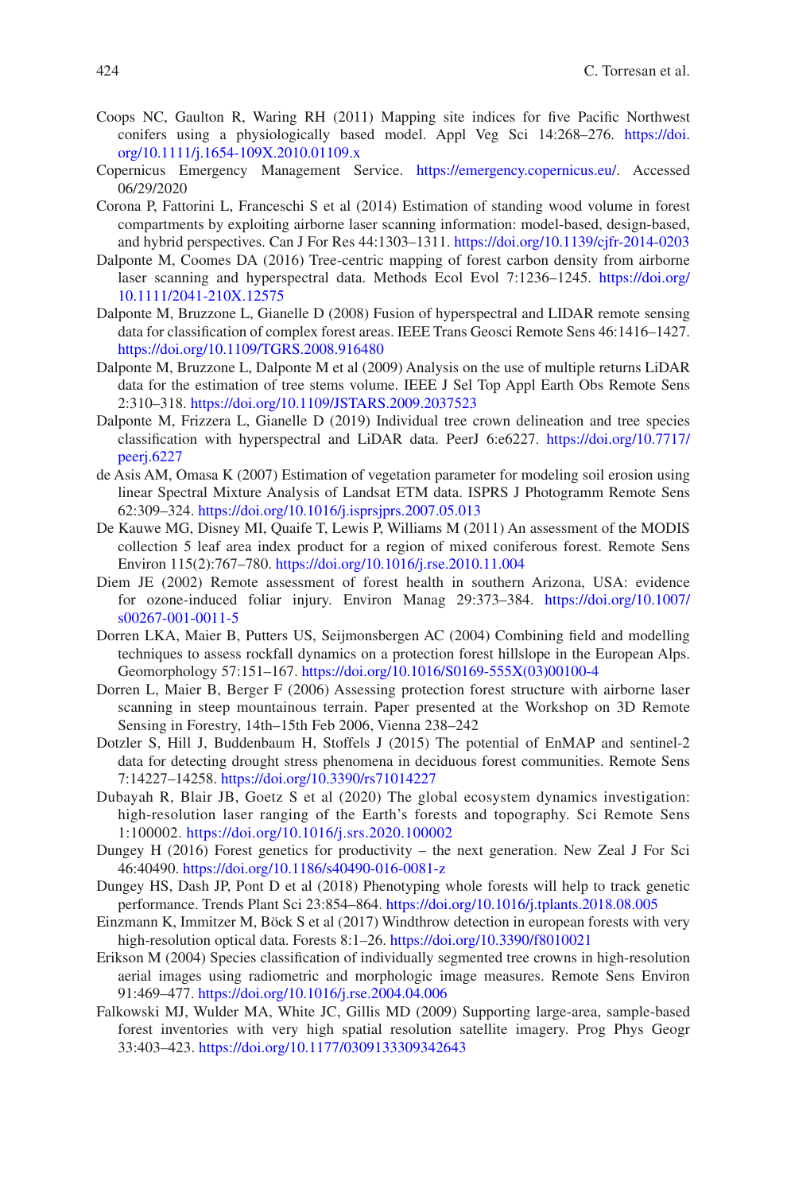Coops NC, Gaulton R, Waring RH (2011) Mapping site indices for five Pacific Northwest conifers using a physiologically based model. Appl Veg Sci 14:268–276. https://doi.org/10.1111/j.1654-109X.2010.01109.x

Copernicus Emergency Management Service. https://emergency.copernicus.eu/. Accessed 06/29/2020

Corona P, Fattorini L, Franceschi S et al (2014) Estimation of standing wood volume in forest compartments by exploiting airborne laser scanning information: model-based, design-based, and hybrid perspectives. Can J For Res 44:1303–1311. https://doi.org/10.1139/cjfr-2014-0203

Dalponte M, Coomes DA (2016) Tree-centric mapping of forest carbon density from airborne laser scanning and hyperspectral data. Methods Ecol Evol 7:1236–1245. https://doi.org/10.1111/2041-210X.12575

Dalponte M, Bruzzone L, Gianelle D (2008) Fusion of hyperspectral and LIDAR remote sensing data for classification of complex forest areas. IEEE Trans Geosci Remote Sens 46:1416–1427. https://doi.org/10.1109/TGRS.2008.916480

Dalponte M, Bruzzone L, Dalponte M et al (2009) Analysis on the use of multiple returns LiDAR data for the estimation of tree stems volume. IEEE J Sel Top Appl Earth Obs Remote Sens 2:310–318. https://doi.org/10.1109/JSTARS.2009.2037523

Dalponte M, Frizzera L, Gianelle D (2019) Individual tree crown delineation and tree species classification with hyperspectral and LiDAR data. PeerJ 6:e6227. https://doi.org/10.7717/peerj.6227

de Asis AM, Omasa K (2007) Estimation of vegetation parameter for modeling soil erosion using linear Spectral Mixture Analysis of Landsat ETM data. ISPRS J Photogramm Remote Sens 62:309–324. https://doi.org/10.1016/j.isprsjprs.2007.05.013

De Kauwe MG, Disney MI, Quaife T, Lewis P, Williams M (2011) An assessment of the MODIS collection 5 leaf area index product for a region of mixed coniferous forest. Remote Sens Environ 115(2):767–780. https://doi.org/10.1016/j.rse.2010.11.004

Diem JE (2002) Remote assessment of forest health in southern Arizona, USA: evidence for ozone-induced foliar injury. Environ Manag 29:373–384. https://doi.org/10.1007/s00267-001-0011-5

Dorren LKA, Maier B, Putters US, Seijmonsbergen AC (2004) Combining field and modelling techniques to assess rockfall dynamics on a protection forest hillslope in the European Alps. Geomorphology 57:151–167. https://doi.org/10.1016/S0169-555X(03)00100-4

Dorren L, Maier B, Berger F (2006) Assessing protection forest structure with airborne laser scanning in steep mountainous terrain. Paper presented at the Workshop on 3D Remote Sensing in Forestry, 14th–15th Feb 2006, Vienna 238–242

Dotzler S, Hill J, Buddenbaum H, Stoffels J (2015) The potential of EnMAP and sentinel-2 data for detecting drought stress phenomena in deciduous forest communities. Remote Sens 7:14227–14258. https://doi.org/10.3390/rs71014227

Dubayah R, Blair JB, Goetz S et al (2020) The global ecosystem dynamics investigation: high-resolution laser ranging of the Earth's forests and topography. Sci Remote Sens 1:100002. https://doi.org/10.1016/j.srs.2020.100002

Dungey H (2016) Forest genetics for productivity – the next generation. New Zeal J For Sci 46:40490. https://doi.org/10.1186/s40490-016-0081-z

Dungey HS, Dash JP, Pont D et al (2018) Phenotyping whole forests will help to track genetic performance. Trends Plant Sci 23:854–864. https://doi.org/10.1016/j.tplants.2018.08.005

Einzmann K, Immitzer M, Böck S et al (2017) Windthrow detection in european forests with very high-resolution optical data. Forests 8:1–26. https://doi.org/10.3390/f8010021

Erikson M (2004) Species classification of individually segmented tree crowns in high-resolution aerial images using radiometric and morphologic image measures. Remote Sens Environ 91:469–477. https://doi.org/10.1016/j.rse.2004.04.006

Falkowski MJ, Wulder MA, White JC, Gillis MD (2009) Supporting large-area, sample-based forest inventories with very high spatial resolution satellite imagery. Prog Phys Geogr 33:403–423. https://doi.org/10.1177/0309133309342643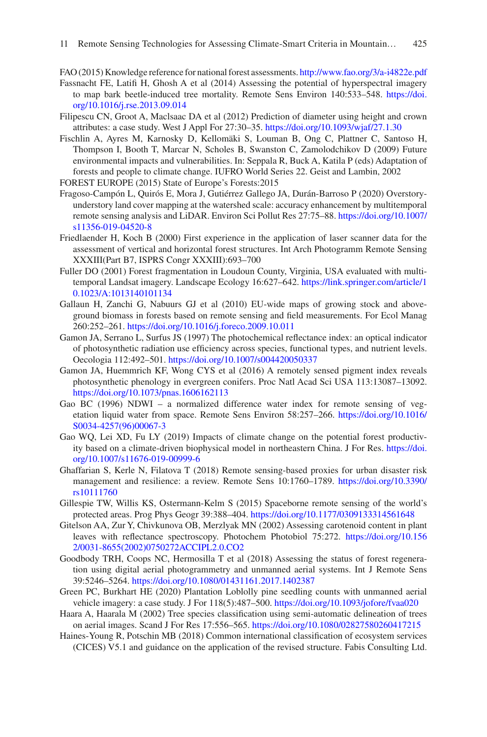FAO (2015) Knowledge reference for national forest assessments. http://www.fao.org/3/a-i4822e.pdf

Fassnacht FE, Latifi H, Ghosh A et al (2014) Assessing the potential of hyperspectral imagery to map bark beetle-induced tree mortality. Remote Sens Environ 140:533–548. https://doi.org/10.1016/j.rse.2013.09.014

Filipescu CN, Groot A, MacIsaac DA et al (2012) Prediction of diameter using height and crown attributes: a case study. West J Appl For 27:30–35. https://doi.org/10.1093/wjaf/27.1.30

Fischlin A, Ayres M, Karnosky D, Kellomäki S, Louman B, Ong C, Plattner C, Santoso H, Thompson I, Booth T, Marcar N, Scholes B, Swanston C, Zamolodchikov D (2009) Future environmental impacts and vulnerabilities. In: Seppala R, Buck A, Katila P (eds) Adaptation of forests and people to climate change. IUFRO World Series 22. Geist and Lambin, 2002

FOREST EUROPE (2015) State of Europe's Forests:2015

Fragoso-Campón L, Quirós E, Mora J, Gutiérrez Gallego JA, Durán-Barroso P (2020) Overstory-understory land cover mapping at the watershed scale: accuracy enhancement by multitemporal remote sensing analysis and LiDAR. Environ Sci Pollut Res 27:75–88. https://doi.org/10.1007/s11356-019-04520-8

Friedlaender H, Koch B (2000) First experience in the application of laser scanner data for the assessment of vertical and horizontal forest structures. Int Arch Photogramm Remote Sensing XXXIII(Part B7, ISPRS Congr XXXIII):693–700

Fuller DO (2001) Forest fragmentation in Loudoun County, Virginia, USA evaluated with multitemporal Landsat imagery. Landscape Ecology 16:627–642. https://link.springer.com/article/10.1023/A:1013140101134

Gallaun H, Zanchi G, Nabuurs GJ et al (2010) EU-wide maps of growing stock and above-ground biomass in forests based on remote sensing and field measurements. For Ecol Manag 260:252–261. https://doi.org/10.1016/j.foreco.2009.10.011

Gamon JA, Serrano L, Surfus JS (1997) The photochemical reflectance index: an optical indicator of photosynthetic radiation use efficiency across species, functional types, and nutrient levels. Oecologia 112:492–501. https://doi.org/10.1007/s004420050337

Gamon JA, Huemmrich KF, Wong CYS et al (2016) A remotely sensed pigment index reveals photosynthetic phenology in evergreen conifers. Proc Natl Acad Sci USA 113:13087–13092. https://doi.org/10.1073/pnas.1606162113

Gao BC (1996) NDWI – a normalized difference water index for remote sensing of vegetation liquid water from space. Remote Sens Environ 58:257–266. https://doi.org/10.1016/S0034-4257(96)00067-3

Gao WQ, Lei XD, Fu LY (2019) Impacts of climate change on the potential forest productivity based on a climate-driven biophysical model in northeastern China. J For Res. https://doi.org/10.1007/s11676-019-00999-6

Ghaffarian S, Kerle N, Filatova T (2018) Remote sensing-based proxies for urban disaster risk management and resilience: a review. Remote Sens 10:1760–1789. https://doi.org/10.3390/rs10111760

Gillespie TW, Willis KS, Ostermann-Kelm S (2015) Spaceborne remote sensing of the world's protected areas. Prog Phys Geogr 39:388–404. https://doi.org/10.1177/0309133314561648

Gitelson AA, Zur Y, Chivkunova OB, Merzlyak MN (2002) Assessing carotenoid content in plant leaves with reflectance spectroscopy. Photochem Photobiol 75:272. https://doi.org/10.1562/0031-8655(2002)0750272ACCIPL2.0.CO2

Goodbody TRH, Coops NC, Hermosilla T et al (2018) Assessing the status of forest regeneration using digital aerial photogrammetry and unmanned aerial systems. Int J Remote Sens 39:5246–5264. https://doi.org/10.1080/01431161.2017.1402387

Green PC, Burkhart HE (2020) Plantation Loblolly pine seedling counts with unmanned aerial vehicle imagery: a case study. J For 118(5):487–500. https://doi.org/10.1093/jofore/fvaa020

Haara A, Haarala M (2002) Tree species classification using semi-automatic delineation of trees on aerial images. Scand J For Res 17:556–565. https://doi.org/10.1080/02827580260417215

Haines-Young R, Potschin MB (2018) Common international classification of ecosystem services (CICES) V5.1 and guidance on the application of the revised structure. Fabis Consulting Ltd.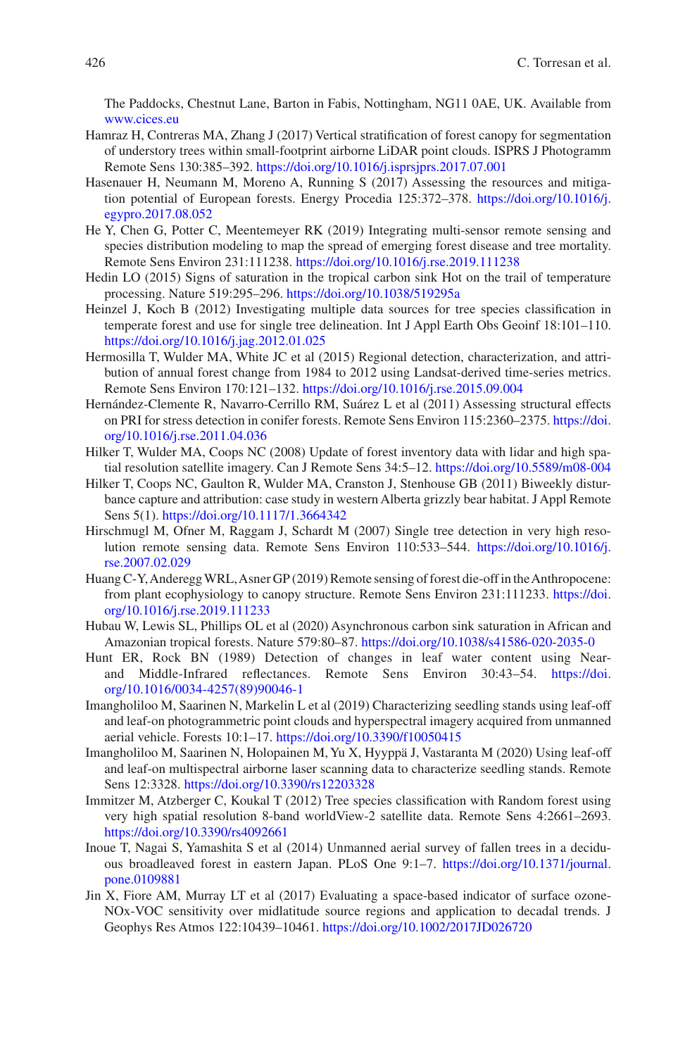The Paddocks, Chestnut Lane, Barton in Fabis, Nottingham, NG11 0AE, UK. Available from www.cices.eu

Hamraz H, Contreras MA, Zhang J (2017) Vertical stratification of forest canopy for segmentation of understory trees within small-footprint airborne LiDAR point clouds. ISPRS J Photogramm Remote Sens 130:385–392. https://doi.org/10.1016/j.isprsjprs.2017.07.001

Hasenauer H, Neumann M, Moreno A, Running S (2017) Assessing the resources and mitigation potential of European forests. Energy Procedia 125:372–378. https://doi.org/10.1016/j.egypro.2017.08.052

He Y, Chen G, Potter C, Meentemeyer RK (2019) Integrating multi-sensor remote sensing and species distribution modeling to map the spread of emerging forest disease and tree mortality. Remote Sens Environ 231:111238. https://doi.org/10.1016/j.rse.2019.111238

Hedin LO (2015) Signs of saturation in the tropical carbon sink Hot on the trail of temperature processing. Nature 519:295–296. https://doi.org/10.1038/519295a

Heinzel J, Koch B (2012) Investigating multiple data sources for tree species classification in temperate forest and use for single tree delineation. Int J Appl Earth Obs Geoinf 18:101–110. https://doi.org/10.1016/j.jag.2012.01.025

Hermosilla T, Wulder MA, White JC et al (2015) Regional detection, characterization, and attribution of annual forest change from 1984 to 2012 using Landsat-derived time-series metrics. Remote Sens Environ 170:121–132. https://doi.org/10.1016/j.rse.2015.09.004

Hernández-Clemente R, Navarro-Cerrillo RM, Suárez L et al (2011) Assessing structural effects on PRI for stress detection in conifer forests. Remote Sens Environ 115:2360–2375. https://doi.org/10.1016/j.rse.2011.04.036

Hilker T, Wulder MA, Coops NC (2008) Update of forest inventory data with lidar and high spatial resolution satellite imagery. Can J Remote Sens 34:5–12. https://doi.org/10.5589/m08-004

Hilker T, Coops NC, Gaulton R, Wulder MA, Cranston J, Stenhouse GB (2011) Biweekly disturbance capture and attribution: case study in western Alberta grizzly bear habitat. J Appl Remote Sens 5(1). https://doi.org/10.1117/1.3664342

Hirschmugl M, Ofner M, Raggam J, Schardt M (2007) Single tree detection in very high resolution remote sensing data. Remote Sens Environ 110:533–544. https://doi.org/10.1016/j.rse.2007.02.029

Huang C-Y, Anderegg WRL, Asner GP (2019) Remote sensing of forest die-off in the Anthropocene: from plant ecophysiology to canopy structure. Remote Sens Environ 231:111233. https://doi.org/10.1016/j.rse.2019.111233

Hubau W, Lewis SL, Phillips OL et al (2020) Asynchronous carbon sink saturation in African and Amazonian tropical forests. Nature 579:80–87. https://doi.org/10.1038/s41586-020-2035-0

Hunt ER, Rock BN (1989) Detection of changes in leaf water content using Near- and Middle-Infrared reflectances. Remote Sens Environ 30:43–54. https://doi.org/10.1016/0034-4257(89)90046-1

Imangholiloo M, Saarinen N, Markelin L et al (2019) Characterizing seedling stands using leaf-off and leaf-on photogrammetric point clouds and hyperspectral imagery acquired from unmanned aerial vehicle. Forests 10:1–17. https://doi.org/10.3390/f10050415

Imangholiloo M, Saarinen N, Holopainen M, Yu X, Hyyppä J, Vastaranta M (2020) Using leaf-off and leaf-on multispectral airborne laser scanning data to characterize seedling stands. Remote Sens 12:3328. https://doi.org/10.3390/rs12203328

Immitzer M, Atzberger C, Koukal T (2012) Tree species classification with Random forest using very high spatial resolution 8-band worldView-2 satellite data. Remote Sens 4:2661–2693. https://doi.org/10.3390/rs4092661

Inoue T, Nagai S, Yamashita S et al (2014) Unmanned aerial survey of fallen trees in a deciduous broadleaved forest in eastern Japan. PLoS One 9:1–7. https://doi.org/10.1371/journal.pone.0109881

Jin X, Fiore AM, Murray LT et al (2017) Evaluating a space-based indicator of surface ozone-NOx-VOC sensitivity over midlatitude source regions and application to decadal trends. J Geophys Res Atmos 122:10439–10461. https://doi.org/10.1002/2017JD026720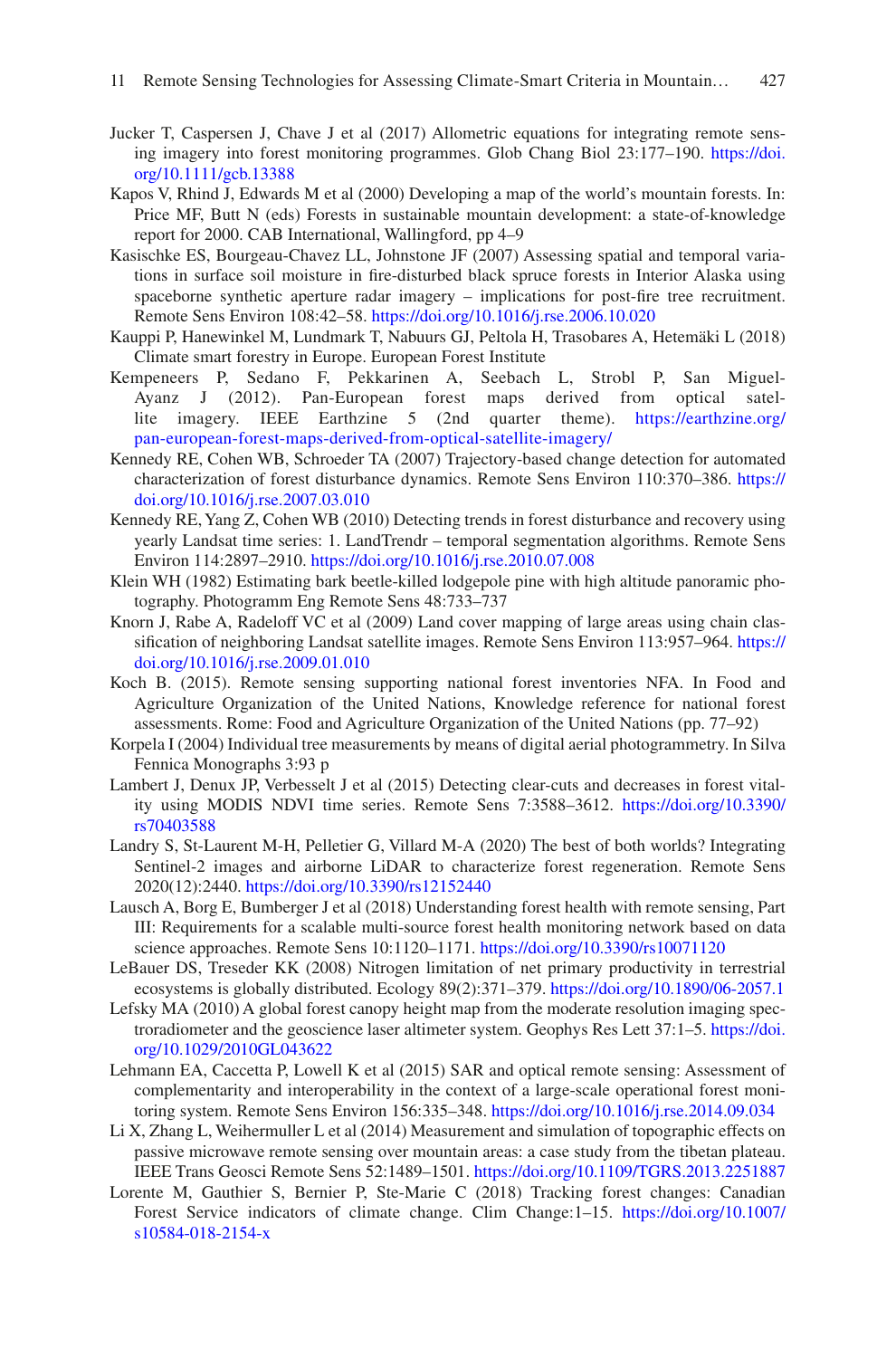Jucker T, Caspersen J, Chave J et al (2017) Allometric equations for integrating remote sensing imagery into forest monitoring programmes. Glob Chang Biol 23:177–190. https://doi.org/10.1111/gcb.13388

Kapos V, Rhind J, Edwards M et al (2000) Developing a map of the world's mountain forests. In: Price MF, Butt N (eds) Forests in sustainable mountain development: a state-of-knowledge report for 2000. CAB International, Wallingford, pp 4–9

Kasischke ES, Bourgeau-Chavez LL, Johnstone JF (2007) Assessing spatial and temporal variations in surface soil moisture in fire-disturbed black spruce forests in Interior Alaska using spaceborne synthetic aperture radar imagery – implications for post-fire tree recruitment. Remote Sens Environ 108:42–58. https://doi.org/10.1016/j.rse.2006.10.020

Kauppi P, Hanewinkel M, Lundmark T, Nabuurs GJ, Peltola H, Trasobares A, Hetemäki L (2018) Climate smart forestry in Europe. European Forest Institute

Kempeneers P, Sedano F, Pekkarinen A, Seebach L, Strobl P, San Miguel-Ayanz J (2012). Pan-European forest maps derived from optical satellite imagery. IEEE Earthzine 5 (2nd quarter theme). https://earthzine.org/pan-european-forest-maps-derived-from-optical-satellite-imagery/

Kennedy RE, Cohen WB, Schroeder TA (2007) Trajectory-based change detection for automated characterization of forest disturbance dynamics. Remote Sens Environ 110:370–386. https://doi.org/10.1016/j.rse.2007.03.010

Kennedy RE, Yang Z, Cohen WB (2010) Detecting trends in forest disturbance and recovery using yearly Landsat time series: 1. LandTrendr – temporal segmentation algorithms. Remote Sens Environ 114:2897–2910. https://doi.org/10.1016/j.rse.2010.07.008

Klein WH (1982) Estimating bark beetle-killed lodgepole pine with high altitude panoramic photography. Photogramm Eng Remote Sens 48:733–737

Knorn J, Rabe A, Radeloff VC et al (2009) Land cover mapping of large areas using chain classification of neighboring Landsat satellite images. Remote Sens Environ 113:957–964. https://doi.org/10.1016/j.rse.2009.01.010

Koch B. (2015). Remote sensing supporting national forest inventories NFA. In Food and Agriculture Organization of the United Nations, Knowledge reference for national forest assessments. Rome: Food and Agriculture Organization of the United Nations (pp. 77–92)

Korpela I (2004) Individual tree measurements by means of digital aerial photogrammetry. In Silva Fennica Monographs 3:93 p

Lambert J, Denux JP, Verbesselt J et al (2015) Detecting clear-cuts and decreases in forest vitality using MODIS NDVI time series. Remote Sens 7:3588–3612. https://doi.org/10.3390/rs70403588

Landry S, St-Laurent M-H, Pelletier G, Villard M-A (2020) The best of both worlds? Integrating Sentinel-2 images and airborne LiDAR to characterize forest regeneration. Remote Sens 2020(12):2440. https://doi.org/10.3390/rs12152440

Lausch A, Borg E, Bumberger J et al (2018) Understanding forest health with remote sensing, Part III: Requirements for a scalable multi-source forest health monitoring network based on data science approaches. Remote Sens 10:1120–1171. https://doi.org/10.3390/rs10071120

LeBauer DS, Treseder KK (2008) Nitrogen limitation of net primary productivity in terrestrial ecosystems is globally distributed. Ecology 89(2):371–379. https://doi.org/10.1890/06-2057.1

Lefsky MA (2010) A global forest canopy height map from the moderate resolution imaging spectroradiometer and the geoscience laser altimeter system. Geophys Res Lett 37:1–5. https://doi.org/10.1029/2010GL043622

Lehmann EA, Caccetta P, Lowell K et al (2015) SAR and optical remote sensing: Assessment of complementarity and interoperability in the context of a large-scale operational forest monitoring system. Remote Sens Environ 156:335–348. https://doi.org/10.1016/j.rse.2014.09.034

Li X, Zhang L, Weihermuller L et al (2014) Measurement and simulation of topographic effects on passive microwave remote sensing over mountain areas: a case study from the tibetan plateau. IEEE Trans Geosci Remote Sens 52:1489–1501. https://doi.org/10.1109/TGRS.2013.2251887

Lorente M, Gauthier S, Bernier P, Ste-Marie C (2018) Tracking forest changes: Canadian Forest Service indicators of climate change. Clim Change:1–15. https://doi.org/10.1007/s10584-018-2154-x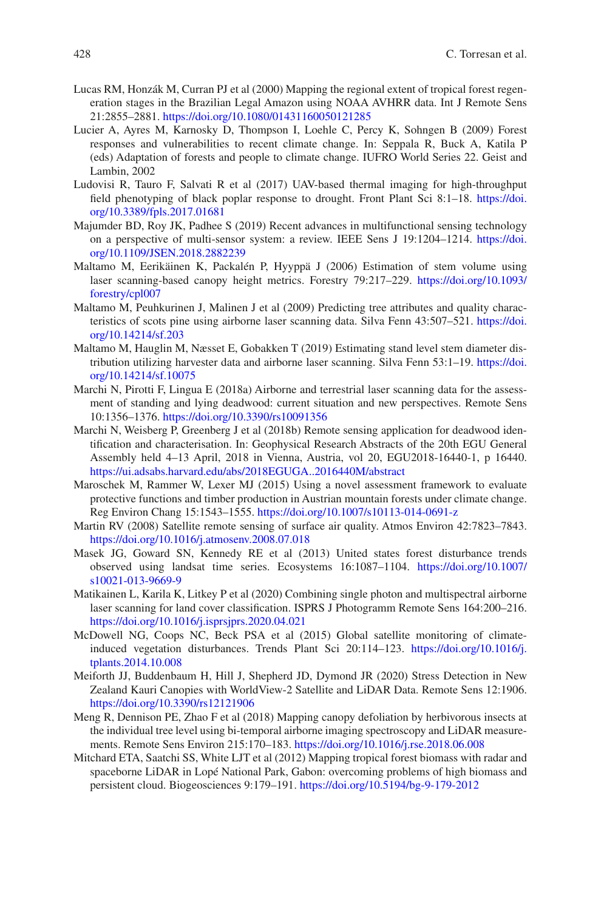Lucas RM, Honzák M, Curran PJ et al (2000) Mapping the regional extent of tropical forest regeneration stages in the Brazilian Legal Amazon using NOAA AVHRR data. Int J Remote Sens 21:2855–2881. https://doi.org/10.1080/01431160050121285

Lucier A, Ayres M, Karnosky D, Thompson I, Loehle C, Percy K, Sohngen B (2009) Forest responses and vulnerabilities to recent climate change. In: Seppala R, Buck A, Katila P (eds) Adaptation of forests and people to climate change. IUFRO World Series 22. Geist and Lambin, 2002

Ludovisi R, Tauro F, Salvati R et al (2017) UAV-based thermal imaging for high-throughput field phenotyping of black poplar response to drought. Front Plant Sci 8:1–18. https://doi.org/10.3389/fpls.2017.01681

Majumder BD, Roy JK, Padhee S (2019) Recent advances in multifunctional sensing technology on a perspective of multi-sensor system: a review. IEEE Sens J 19:1204–1214. https://doi.org/10.1109/JSEN.2018.2882239

Maltamo M, Eerikäinen K, Packalén P, Hyyppä J (2006) Estimation of stem volume using laser scanning-based canopy height metrics. Forestry 79:217–229. https://doi.org/10.1093/forestry/cpl007

Maltamo M, Peuhkurinen J, Malinen J et al (2009) Predicting tree attributes and quality characteristics of scots pine using airborne laser scanning data. Silva Fenn 43:507–521. https://doi.org/10.14214/sf.203

Maltamo M, Hauglin M, Næsset E, Gobakken T (2019) Estimating stand level stem diameter distribution utilizing harvester data and airborne laser scanning. Silva Fenn 53:1–19. https://doi.org/10.14214/sf.10075

Marchi N, Pirotti F, Lingua E (2018a) Airborne and terrestrial laser scanning data for the assessment of standing and lying deadwood: current situation and new perspectives. Remote Sens 10:1356–1376. https://doi.org/10.3390/rs10091356

Marchi N, Weisberg P, Greenberg J et al (2018b) Remote sensing application for deadwood identification and characterisation. In: Geophysical Research Abstracts of the 20th EGU General Assembly held 4–13 April, 2018 in Vienna, Austria, vol 20, EGU2018-16440-1, p 16440. https://ui.adsabs.harvard.edu/abs/2018EGUGA..2016440M/abstract

Maroschek M, Rammer W, Lexer MJ (2015) Using a novel assessment framework to evaluate protective functions and timber production in Austrian mountain forests under climate change. Reg Environ Chang 15:1543–1555. https://doi.org/10.1007/s10113-014-0691-z

Martin RV (2008) Satellite remote sensing of surface air quality. Atmos Environ 42:7823–7843. https://doi.org/10.1016/j.atmosenv.2008.07.018

Masek JG, Goward SN, Kennedy RE et al (2013) United states forest disturbance trends observed using landsat time series. Ecosystems 16:1087–1104. https://doi.org/10.1007/s10021-013-9669-9

Matikainen L, Karila K, Litkey P et al (2020) Combining single photon and multispectral airborne laser scanning for land cover classification. ISPRS J Photogramm Remote Sens 164:200–216. https://doi.org/10.1016/j.isprsjprs.2020.04.021

McDowell NG, Coops NC, Beck PSA et al (2015) Global satellite monitoring of climate-induced vegetation disturbances. Trends Plant Sci 20:114–123. https://doi.org/10.1016/j.tplants.2014.10.008

Meiforth JJ, Buddenbaum H, Hill J, Shepherd JD, Dymond JR (2020) Stress Detection in New Zealand Kauri Canopies with WorldView-2 Satellite and LiDAR Data. Remote Sens 12:1906. https://doi.org/10.3390/rs12121906

Meng R, Dennison PE, Zhao F et al (2018) Mapping canopy defoliation by herbivorous insects at the individual tree level using bi-temporal airborne imaging spectroscopy and LiDAR measurements. Remote Sens Environ 215:170–183. https://doi.org/10.1016/j.rse.2018.06.008

Mitchard ETA, Saatchi SS, White LJT et al (2012) Mapping tropical forest biomass with radar and spaceborne LiDAR in Lopé National Park, Gabon: overcoming problems of high biomass and persistent cloud. Biogeosciences 9:179–191. https://doi.org/10.5194/bg-9-179-2012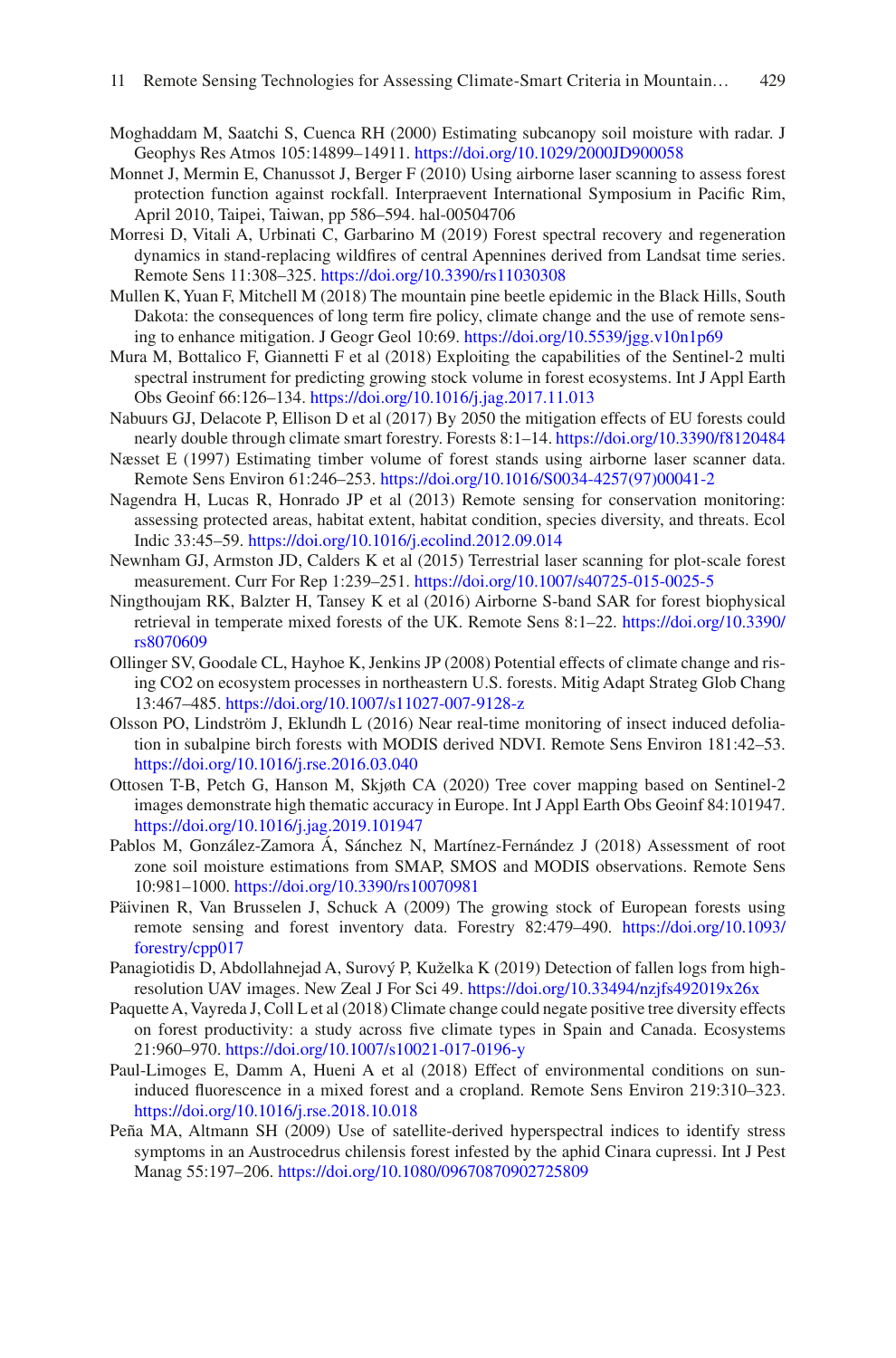Moghaddam M, Saatchi S, Cuenca RH (2000) Estimating subcanopy soil moisture with radar. J Geophys Res Atmos 105:14899–14911. https://doi.org/10.1029/2000JD900058

Monnet J, Mermin E, Chanussot J, Berger F (2010) Using airborne laser scanning to assess forest protection function against rockfall. Interpraevent International Symposium in Pacific Rim, April 2010, Taipei, Taiwan, pp 586–594. hal-00504706

Morresi D, Vitali A, Urbinati C, Garbarino M (2019) Forest spectral recovery and regeneration dynamics in stand-replacing wildfires of central Apennines derived from Landsat time series. Remote Sens 11:308–325. https://doi.org/10.3390/rs11030308

Mullen K, Yuan F, Mitchell M (2018) The mountain pine beetle epidemic in the Black Hills, South Dakota: the consequences of long term fire policy, climate change and the use of remote sensing to enhance mitigation. J Geogr Geol 10:69. https://doi.org/10.5539/jgg.v10n1p69

Mura M, Bottalico F, Giannetti F et al (2018) Exploiting the capabilities of the Sentinel-2 multi spectral instrument for predicting growing stock volume in forest ecosystems. Int J Appl Earth Obs Geoinf 66:126–134. https://doi.org/10.1016/j.jag.2017.11.013

Nabuurs GJ, Delacote P, Ellison D et al (2017) By 2050 the mitigation effects of EU forests could nearly double through climate smart forestry. Forests 8:1–14. https://doi.org/10.3390/f8120484

Næsset E (1997) Estimating timber volume of forest stands using airborne laser scanner data. Remote Sens Environ 61:246–253. https://doi.org/10.1016/S0034-4257(97)00041-2

Nagendra H, Lucas R, Honrado JP et al (2013) Remote sensing for conservation monitoring: assessing protected areas, habitat extent, habitat condition, species diversity, and threats. Ecol Indic 33:45–59. https://doi.org/10.1016/j.ecolind.2012.09.014

Newnham GJ, Armston JD, Calders K et al (2015) Terrestrial laser scanning for plot-scale forest measurement. Curr For Rep 1:239–251. https://doi.org/10.1007/s40725-015-0025-5

Ningthoujam RK, Balzter H, Tansey K et al (2016) Airborne S-band SAR for forest biophysical retrieval in temperate mixed forests of the UK. Remote Sens 8:1–22. https://doi.org/10.3390/rs8070609

Ollinger SV, Goodale CL, Hayhoe K, Jenkins JP (2008) Potential effects of climate change and rising CO2 on ecosystem processes in northeastern U.S. forests. Mitig Adapt Strateg Glob Chang 13:467–485. https://doi.org/10.1007/s11027-007-9128-z

Olsson PO, Lindström J, Eklundh L (2016) Near real-time monitoring of insect induced defoliation in subalpine birch forests with MODIS derived NDVI. Remote Sens Environ 181:42–53. https://doi.org/10.1016/j.rse.2016.03.040

Ottosen T-B, Petch G, Hanson M, Skjøth CA (2020) Tree cover mapping based on Sentinel-2 images demonstrate high thematic accuracy in Europe. Int J Appl Earth Obs Geoinf 84:101947. https://doi.org/10.1016/j.jag.2019.101947

Pablos M, González-Zamora Á, Sánchez N, Martínez-Fernández J (2018) Assessment of root zone soil moisture estimations from SMAP, SMOS and MODIS observations. Remote Sens 10:981–1000. https://doi.org/10.3390/rs10070981

Päivinen R, Van Brusselen J, Schuck A (2009) The growing stock of European forests using remote sensing and forest inventory data. Forestry 82:479–490. https://doi.org/10.1093/forestry/cpp017

Panagiotidis D, Abdollahnejad A, Surový P, Kuželka K (2019) Detection of fallen logs from high-resolution UAV images. New Zeal J For Sci 49. https://doi.org/10.33494/nzjfs492019x26x

Paquette A, Vayreda J, Coll L et al (2018) Climate change could negate positive tree diversity effects on forest productivity: a study across five climate types in Spain and Canada. Ecosystems 21:960–970. https://doi.org/10.1007/s10021-017-0196-y

Paul-Limoges E, Damm A, Hueni A et al (2018) Effect of environmental conditions on sun-induced fluorescence in a mixed forest and a cropland. Remote Sens Environ 219:310–323. https://doi.org/10.1016/j.rse.2018.10.018

Peña MA, Altmann SH (2009) Use of satellite-derived hyperspectral indices to identify stress symptoms in an Austrocedrus chilensis forest infested by the aphid Cinara cupressi. Int J Pest Manag 55:197–206. https://doi.org/10.1080/09670870902725809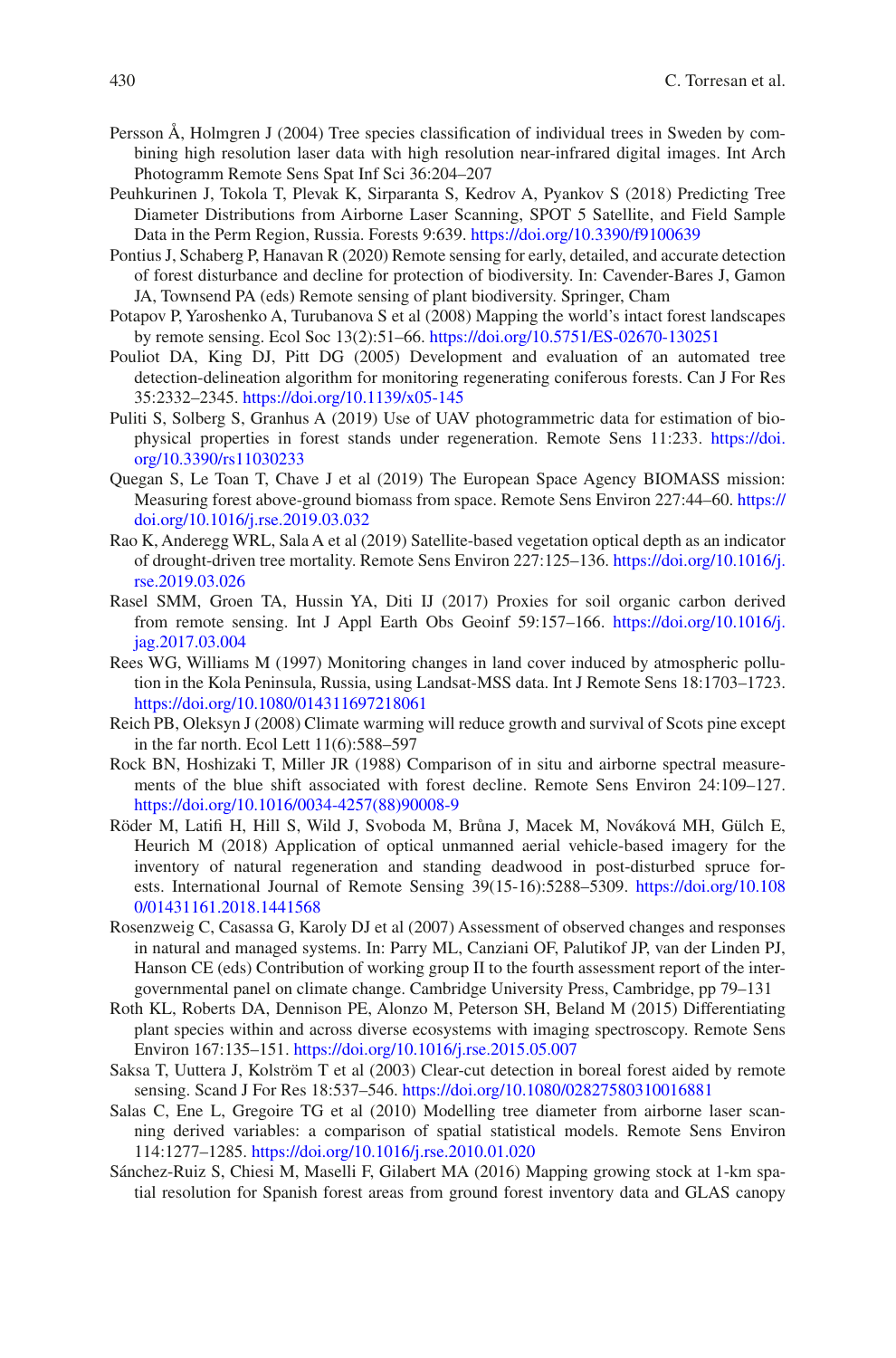Persson Å, Holmgren J (2004) Tree species classification of individual trees in Sweden by combining high resolution laser data with high resolution near-infrared digital images. Int Arch Photogramm Remote Sens Spat Inf Sci 36:204–207

Peuhkurinen J, Tokola T, Plevak K, Sirparanta S, Kedrov A, Pyankov S (2018) Predicting Tree Diameter Distributions from Airborne Laser Scanning, SPOT 5 Satellite, and Field Sample Data in the Perm Region, Russia. Forests 9:639. https://doi.org/10.3390/f9100639

Pontius J, Schaberg P, Hanavan R (2020) Remote sensing for early, detailed, and accurate detection of forest disturbance and decline for protection of biodiversity. In: Cavender-Bares J, Gamon JA, Townsend PA (eds) Remote sensing of plant biodiversity. Springer, Cham

Potapov P, Yaroshenko A, Turubanova S et al (2008) Mapping the world's intact forest landscapes by remote sensing. Ecol Soc 13(2):51–66. https://doi.org/10.5751/ES-02670-130251

Pouliot DA, King DJ, Pitt DG (2005) Development and evaluation of an automated tree detection-delineation algorithm for monitoring regenerating coniferous forests. Can J For Res 35:2332–2345. https://doi.org/10.1139/x05-145

Puliti S, Solberg S, Granhus A (2019) Use of UAV photogrammetric data for estimation of biophysical properties in forest stands under regeneration. Remote Sens 11:233. https://doi.org/10.3390/rs11030233

Quegan S, Le Toan T, Chave J et al (2019) The European Space Agency BIOMASS mission: Measuring forest above-ground biomass from space. Remote Sens Environ 227:44–60. https://doi.org/10.1016/j.rse.2019.03.032

Rao K, Anderegg WRL, Sala A et al (2019) Satellite-based vegetation optical depth as an indicator of drought-driven tree mortality. Remote Sens Environ 227:125–136. https://doi.org/10.1016/j.rse.2019.03.026

Rasel SMM, Groen TA, Hussin YA, Diti IJ (2017) Proxies for soil organic carbon derived from remote sensing. Int J Appl Earth Obs Geoinf 59:157–166. https://doi.org/10.1016/j.jag.2017.03.004

Rees WG, Williams M (1997) Monitoring changes in land cover induced by atmospheric pollution in the Kola Peninsula, Russia, using Landsat-MSS data. Int J Remote Sens 18:1703–1723. https://doi.org/10.1080/014311697218061

Reich PB, Oleksyn J (2008) Climate warming will reduce growth and survival of Scots pine except in the far north. Ecol Lett 11(6):588–597

Rock BN, Hoshizaki T, Miller JR (1988) Comparison of in situ and airborne spectral measurements of the blue shift associated with forest decline. Remote Sens Environ 24:109–127. https://doi.org/10.1016/0034-4257(88)90008-9

Röder M, Latifi H, Hill S, Wild J, Svoboda M, Brůna J, Macek M, Nováková MH, Gülch E, Heurich M (2018) Application of optical unmanned aerial vehicle-based imagery for the inventory of natural regeneration and standing deadwood in post-disturbed spruce forests. International Journal of Remote Sensing 39(15-16):5288–5309. https://doi.org/10.1080/01431161.2018.1441568

Rosenzweig C, Casassa G, Karoly DJ et al (2007) Assessment of observed changes and responses in natural and managed systems. In: Parry ML, Canziani OF, Palutikof JP, van der Linden PJ, Hanson CE (eds) Contribution of working group II to the fourth assessment report of the intergovernmental panel on climate change. Cambridge University Press, Cambridge, pp 79–131

Roth KL, Roberts DA, Dennison PE, Alonzo M, Peterson SH, Beland M (2015) Differentiating plant species within and across diverse ecosystems with imaging spectroscopy. Remote Sens Environ 167:135–151. https://doi.org/10.1016/j.rse.2015.05.007

Saksa T, Uuttera J, Kolström T et al (2003) Clear-cut detection in boreal forest aided by remote sensing. Scand J For Res 18:537–546. https://doi.org/10.1080/02827580310016881

Salas C, Ene L, Gregoire TG et al (2010) Modelling tree diameter from airborne laser scanning derived variables: a comparison of spatial statistical models. Remote Sens Environ 114:1277–1285. https://doi.org/10.1016/j.rse.2010.01.020

Sánchez-Ruiz S, Chiesi M, Maselli F, Gilabert MA (2016) Mapping growing stock at 1-km spatial resolution for Spanish forest areas from ground forest inventory data and GLAS canopy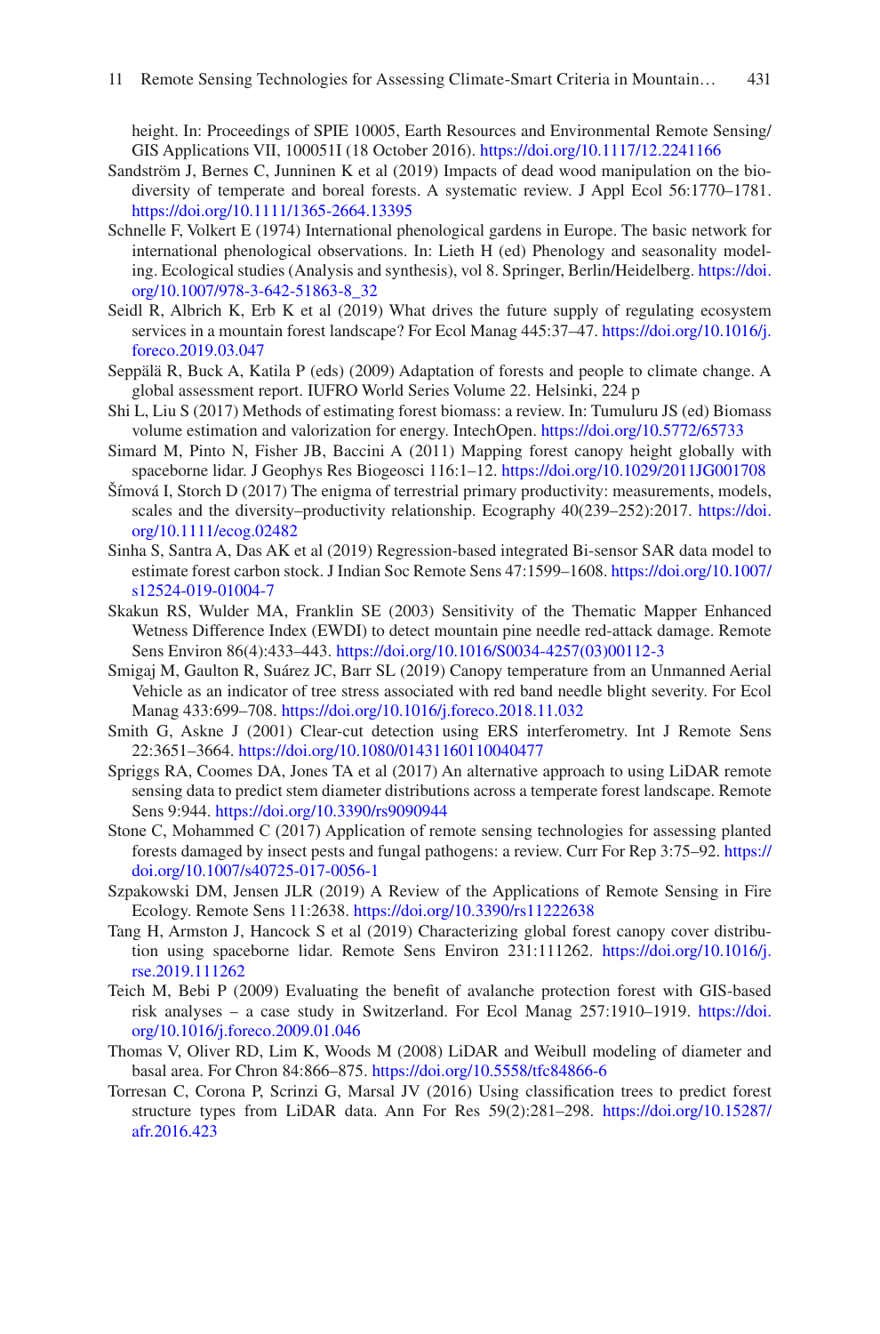height. In: Proceedings of SPIE 10005, Earth Resources and Environmental Remote Sensing/GIS Applications VII, 100051I (18 October 2016). https://doi.org/10.1117/12.2241166

Sandström J, Bernes C, Junninen K et al (2019) Impacts of dead wood manipulation on the biodiversity of temperate and boreal forests. A systematic review. J Appl Ecol 56:1770–1781. https://doi.org/10.1111/1365-2664.13395

Schnelle F, Volkert E (1974) International phenological gardens in Europe. The basic network for international phenological observations. In: Lieth H (ed) Phenology and seasonality modeling. Ecological studies (Analysis and synthesis), vol 8. Springer, Berlin/Heidelberg. https://doi.org/10.1007/978-3-642-51863-8_32

Seidl R, Albrich K, Erb K et al (2019) What drives the future supply of regulating ecosystem services in a mountain forest landscape? For Ecol Manag 445:37–47. https://doi.org/10.1016/j.foreco.2019.03.047

Seppälä R, Buck A, Katila P (eds) (2009) Adaptation of forests and people to climate change. A global assessment report. IUFRO World Series Volume 22. Helsinki, 224 p

Shi L, Liu S (2017) Methods of estimating forest biomass: a review. In: Tumuluru JS (ed) Biomass volume estimation and valorization for energy. IntechOpen. https://doi.org/10.5772/65733

Simard M, Pinto N, Fisher JB, Baccini A (2011) Mapping forest canopy height globally with spaceborne lidar. J Geophys Res Biogeosci 116:1–12. https://doi.org/10.1029/2011JG001708

Šímová I, Storch D (2017) The enigma of terrestrial primary productivity: measurements, models, scales and the diversity–productivity relationship. Ecography 40(239–252):2017. https://doi.org/10.1111/ecog.02482

Sinha S, Santra A, Das AK et al (2019) Regression-based integrated Bi-sensor SAR data model to estimate forest carbon stock. J Indian Soc Remote Sens 47:1599–1608. https://doi.org/10.1007/s12524-019-01004-7

Skakun RS, Wulder MA, Franklin SE (2003) Sensitivity of the Thematic Mapper Enhanced Wetness Difference Index (EWDI) to detect mountain pine needle red-attack damage. Remote Sens Environ 86(4):433–443. https://doi.org/10.1016/S0034-4257(03)00112-3

Smigaj M, Gaulton R, Suárez JC, Barr SL (2019) Canopy temperature from an Unmanned Aerial Vehicle as an indicator of tree stress associated with red band needle blight severity. For Ecol Manag 433:699–708. https://doi.org/10.1016/j.foreco.2018.11.032

Smith G, Askne J (2001) Clear-cut detection using ERS interferometry. Int J Remote Sens 22:3651–3664. https://doi.org/10.1080/01431160110040477

Spriggs RA, Coomes DA, Jones TA et al (2017) An alternative approach to using LiDAR remote sensing data to predict stem diameter distributions across a temperate forest landscape. Remote Sens 9:944. https://doi.org/10.3390/rs9090944

Stone C, Mohammed C (2017) Application of remote sensing technologies for assessing planted forests damaged by insect pests and fungal pathogens: a review. Curr For Rep 3:75–92. https://doi.org/10.1007/s40725-017-0056-1

Szpakowski DM, Jensen JLR (2019) A Review of the Applications of Remote Sensing in Fire Ecology. Remote Sens 11:2638. https://doi.org/10.3390/rs11222638

Tang H, Armston J, Hancock S et al (2019) Characterizing global forest canopy cover distribution using spaceborne lidar. Remote Sens Environ 231:111262. https://doi.org/10.1016/j.rse.2019.111262

Teich M, Bebi P (2009) Evaluating the benefit of avalanche protection forest with GIS-based risk analyses – a case study in Switzerland. For Ecol Manag 257:1910–1919. https://doi.org/10.1016/j.foreco.2009.01.046

Thomas V, Oliver RD, Lim K, Woods M (2008) LiDAR and Weibull modeling of diameter and basal area. For Chron 84:866–875. https://doi.org/10.5558/tfc84866-6

Torresan C, Corona P, Scrinzi G, Marsal JV (2016) Using classification trees to predict forest structure types from LiDAR data. Ann For Res 59(2):281–298. https://doi.org/10.15287/afr.2016.423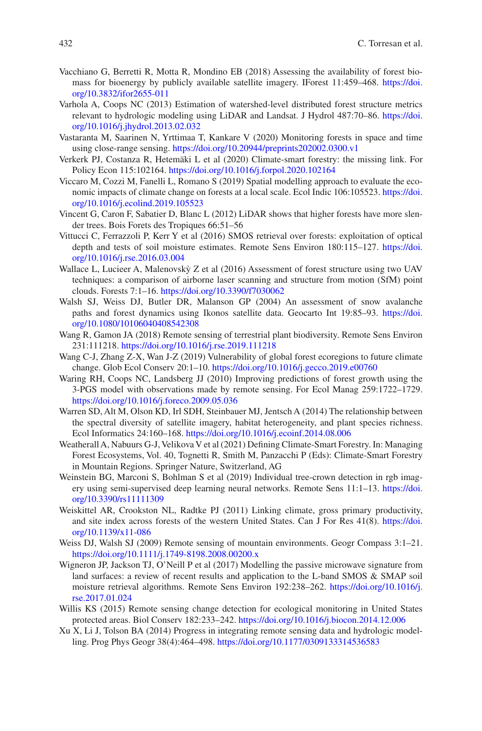Vacchiano G, Berretti R, Motta R, Mondino EB (2018) Assessing the availability of forest biomass for bioenergy by publicly available satellite imagery. IForest 11:459–468. https://doi.org/10.3832/ifor2655-011

Varhola A, Coops NC (2013) Estimation of watershed-level distributed forest structure metrics relevant to hydrologic modeling using LiDAR and Landsat. J Hydrol 487:70–86. https://doi.org/10.1016/j.jhydrol.2013.02.032

Vastaranta M, Saarinen N, Yrttimaa T, Kankare V (2020) Monitoring forests in space and time using close-range sensing. https://doi.org/10.20944/preprints202002.0300.v1

Verkerk PJ, Costanza R, Hetemäki L et al (2020) Climate-smart forestry: the missing link. For Policy Econ 115:102164. https://doi.org/10.1016/j.forpol.2020.102164

Viccaro M, Cozzi M, Fanelli L, Romano S (2019) Spatial modelling approach to evaluate the economic impacts of climate change on forests at a local scale. Ecol Indic 106:105523. https://doi.org/10.1016/j.ecolind.2019.105523

Vincent G, Caron F, Sabatier D, Blanc L (2012) LiDAR shows that higher forests have more slender trees. Bois Forets des Tropiques 66:51–56

Vittucci C, Ferrazzoli P, Kerr Y et al (2016) SMOS retrieval over forests: exploitation of optical depth and tests of soil moisture estimates. Remote Sens Environ 180:115–127. https://doi.org/10.1016/j.rse.2016.03.004

Wallace L, Lucieer A, Malenovskỳ Z et al (2016) Assessment of forest structure using two UAV techniques: a comparison of airborne laser scanning and structure from motion (SfM) point clouds. Forests 7:1–16. https://doi.org/10.3390/f7030062

Walsh SJ, Weiss DJ, Butler DR, Malanson GP (2004) An assessment of snow avalanche paths and forest dynamics using Ikonos satellite data. Geocarto Int 19:85–93. https://doi.org/10.1080/10106040408542308

Wang R, Gamon JA (2018) Remote sensing of terrestrial plant biodiversity. Remote Sens Environ 231:111218. https://doi.org/10.1016/j.rse.2019.111218

Wang C-J, Zhang Z-X, Wan J-Z (2019) Vulnerability of global forest ecoregions to future climate change. Glob Ecol Conserv 20:1–10. https://doi.org/10.1016/j.gecco.2019.e00760

Waring RH, Coops NC, Landsberg JJ (2010) Improving predictions of forest growth using the 3-PGS model with observations made by remote sensing. For Ecol Manag 259:1722–1729. https://doi.org/10.1016/j.foreco.2009.05.036

Warren SD, Alt M, Olson KD, Irl SDH, Steinbauer MJ, Jentsch A (2014) The relationship between the spectral diversity of satellite imagery, habitat heterogeneity, and plant species richness. Ecol Informatics 24:160–168. https://doi.org/10.1016/j.ecoinf.2014.08.006

Weatherall A, Nabuurs G-J, Velikova V et al (2021) Defining Climate-Smart Forestry. In: Managing Forest Ecosystems, Vol. 40, Tognetti R, Smith M, Panzacchi P (Eds): Climate-Smart Forestry in Mountain Regions. Springer Nature, Switzerland, AG

Weinstein BG, Marconi S, Bohlman S et al (2019) Individual tree-crown detection in rgb imagery using semi-supervised deep learning neural networks. Remote Sens 11:1–13. https://doi.org/10.3390/rs11111309

Weiskittel AR, Crookston NL, Radtke PJ (2011) Linking climate, gross primary productivity, and site index across forests of the western United States. Can J For Res 41(8). https://doi.org/10.1139/x11-086

Weiss DJ, Walsh SJ (2009) Remote sensing of mountain environments. Geogr Compass 3:1–21. https://doi.org/10.1111/j.1749-8198.2008.00200.x

Wigneron JP, Jackson TJ, O'Neill P et al (2017) Modelling the passive microwave signature from land surfaces: a review of recent results and application to the L-band SMOS & SMAP soil moisture retrieval algorithms. Remote Sens Environ 192:238–262. https://doi.org/10.1016/j.rse.2017.01.024

Willis KS (2015) Remote sensing change detection for ecological monitoring in United States protected areas. Biol Conserv 182:233–242. https://doi.org/10.1016/j.biocon.2014.12.006

Xu X, Li J, Tolson BA (2014) Progress in integrating remote sensing data and hydrologic modelling. Prog Phys Geogr 38(4):464–498. https://doi.org/10.1177/0309133314536583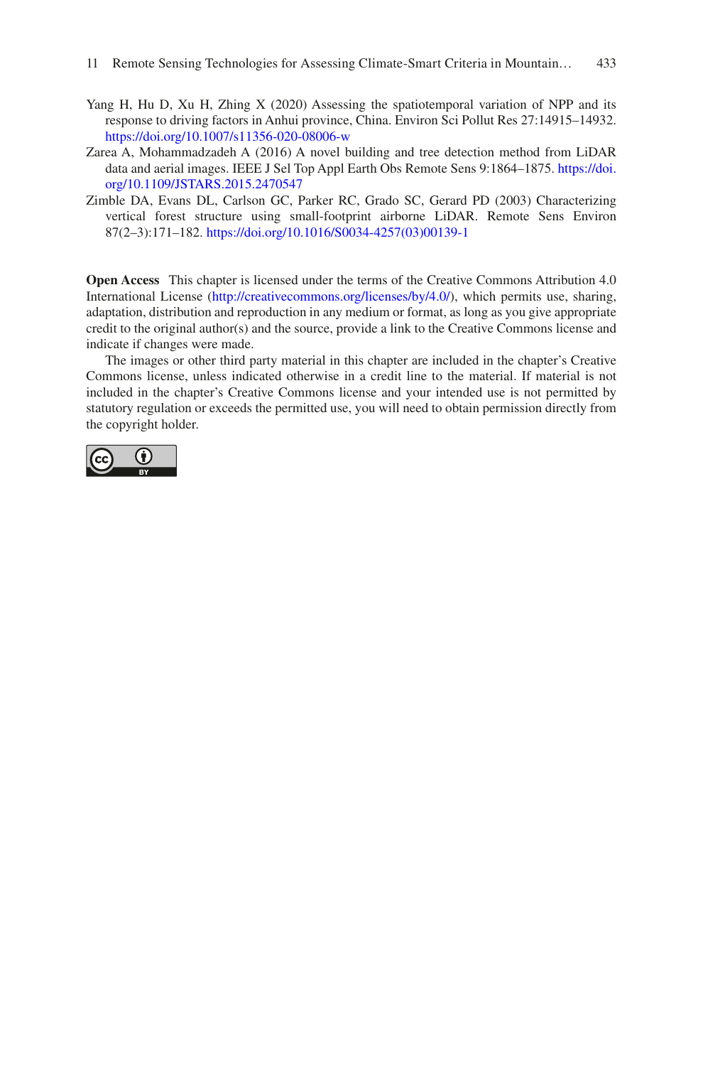Yang H, Hu D, Xu H, Zhing X (2020) Assessing the spatiotemporal variation of NPP and its response to driving factors in Anhui province, China. Environ Sci Pollut Res 27:14915–14932. https://doi.org/10.1007/s11356-020-08006-w

Zarea A, Mohammadzadeh A (2016) A novel building and tree detection method from LiDAR data and aerial images. IEEE J Sel Top Appl Earth Obs Remote Sens 9:1864–1875. https://doi.org/10.1109/JSTARS.2015.2470547

Zimble DA, Evans DL, Carlson GC, Parker RC, Grado SC, Gerard PD (2003) Characterizing vertical forest structure using small-footprint airborne LiDAR. Remote Sens Environ 87(2–3):171–182. https://doi.org/10.1016/S0034-4257(03)00139-1

**Open Access** This chapter is licensed under the terms of the Creative Commons Attribution 4.0 International License (http://creativecommons.org/licenses/by/4.0/), which permits use, sharing, adaptation, distribution and reproduction in any medium or format, as long as you give appropriate credit to the original author(s) and the source, provide a link to the Creative Commons license and indicate if changes were made.

The images or other third party material in this chapter are included in the chapter's Creative Commons license, unless indicated otherwise in a credit line to the material. If material is not included in the chapter's Creative Commons license and your intended use is not permitted by statutory regulation or exceeds the permitted use, you will need to obtain permission directly from the copyright holder.